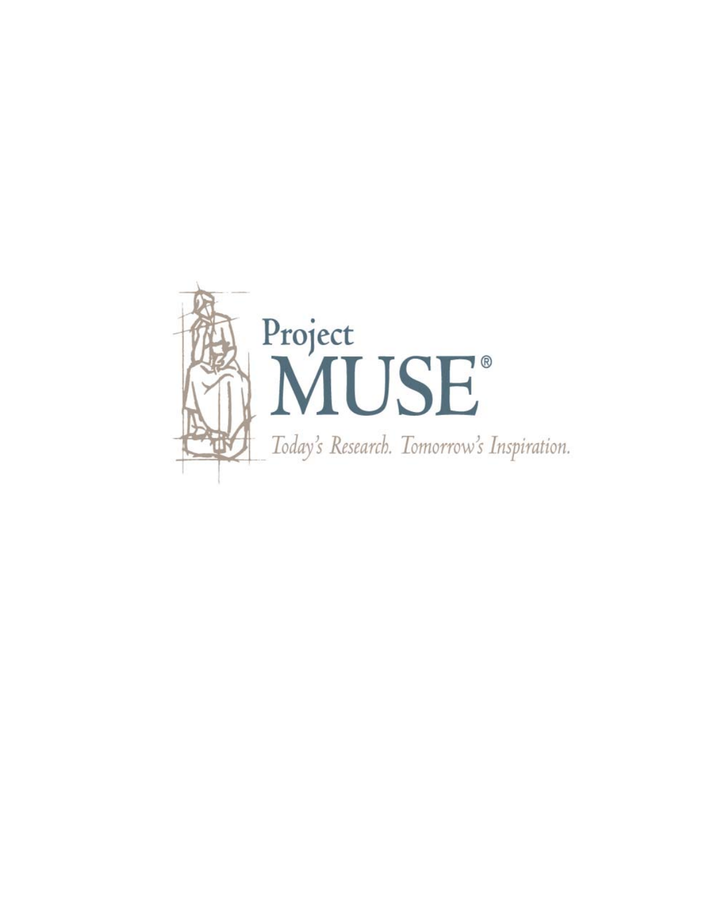Project
MUSE®

*Today's Research. Tomorrow's Inspiration.*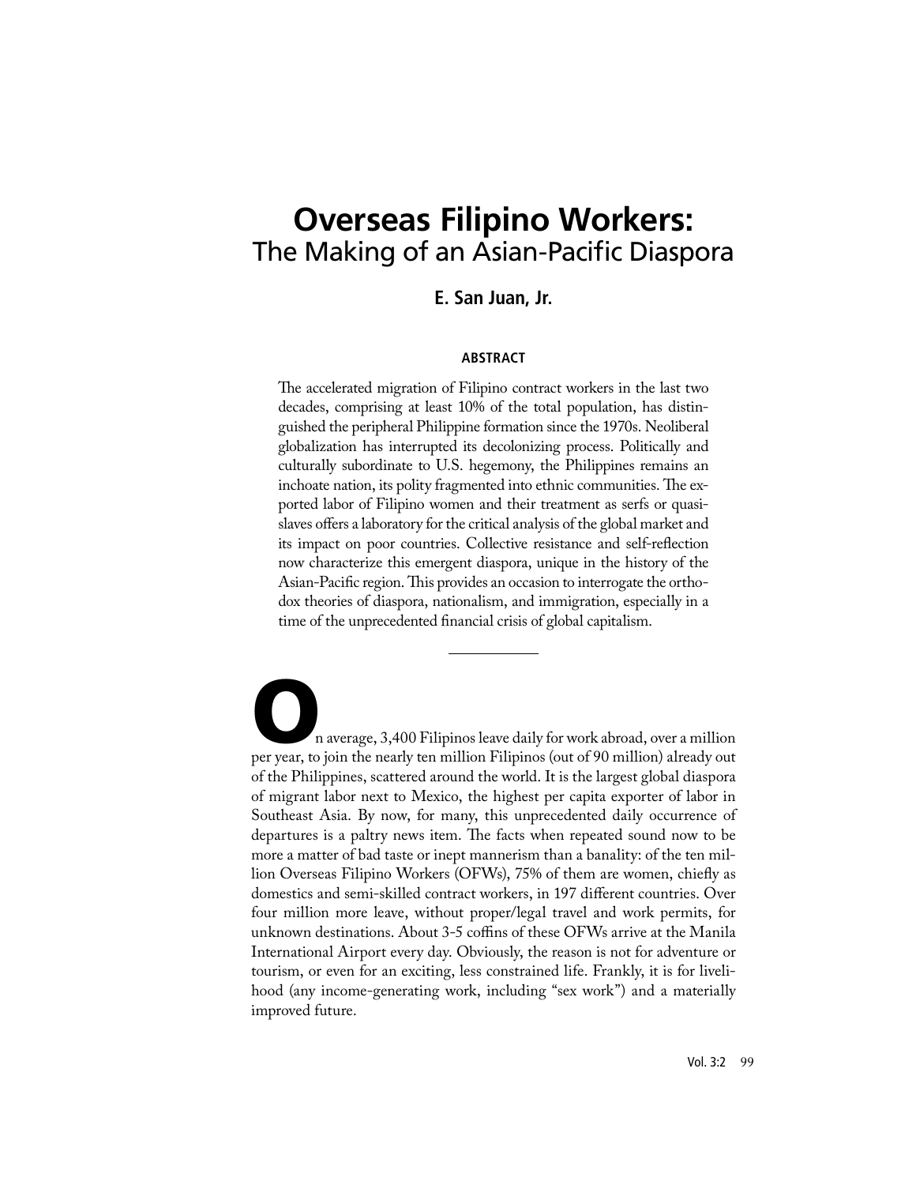# Overseas Filipino Workers:
## The Making of an Asian-Pacific Diaspora

**E. San Juan, Jr.**

### ABSTRACT

The accelerated migration of Filipino contract workers in the last two decades, comprising at least 10% of the total population, has distinguished the peripheral Philippine formation since the 1970s. Neoliberal globalization has interrupted its decolonizing process. Politically and culturally subordinate to U.S. hegemony, the Philippines remains an inchoate nation, its polity fragmented into ethnic communities. The exported labor of Filipino women and their treatment as serfs or quasi-slaves offers a laboratory for the critical analysis of the global market and its impact on poor countries. Collective resistance and self-reflection now characterize this emergent diaspora, unique in the history of the Asian-Pacific region. This provides an occasion to interrogate the orthodox theories of diaspora, nationalism, and immigration, especially in a time of the unprecedented financial crisis of global capitalism.

---

On average, 3,400 Filipinos leave daily for work abroad, over a million per year, to join the nearly ten million Filipinos (out of 90 million) already out of the Philippines, scattered around the world. It is the largest global diaspora of migrant labor next to Mexico, the highest per capita exporter of labor in Southeast Asia. By now, for many, this unprecedented daily occurrence of departures is a paltry news item. The facts when repeated sound now to be more a matter of bad taste or inept mannerism than a banality: of the ten million Overseas Filipino Workers (OFWs), 75% of them are women, chiefly as domestics and semi-skilled contract workers, in 197 different countries. Over four million more leave, without proper/legal travel and work permits, for unknown destinations. About 3-5 coffins of these OFWs arrive at the Manila International Airport every day. Obviously, the reason is not for adventure or tourism, or even for an exciting, less constrained life. Frankly, it is for livelihood (any income-generating work, including "sex work") and a materially improved future.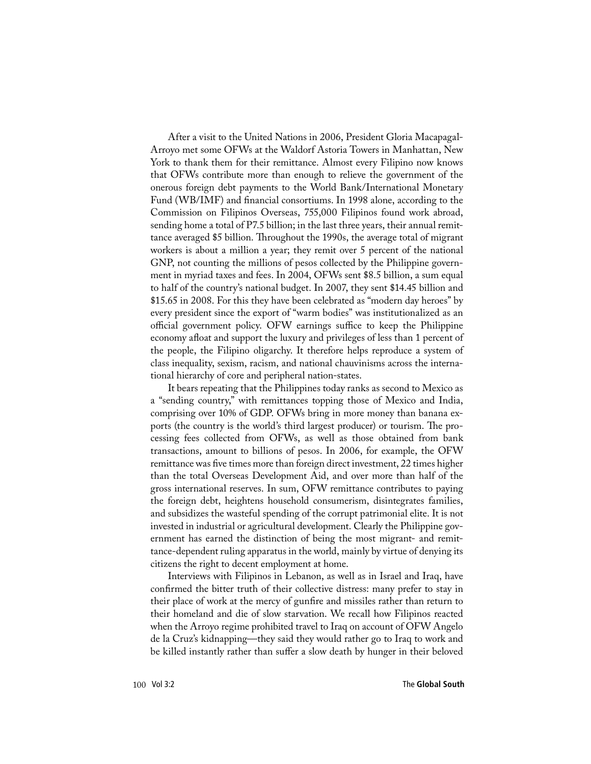After a visit to the United Nations in 2006, President Gloria Macapagal-Arroyo met some OFWs at the Waldorf Astoria Towers in Manhattan, New York to thank them for their remittance. Almost every Filipino now knows that OFWs contribute more than enough to relieve the government of the onerous foreign debt payments to the World Bank/International Monetary Fund (WB/IMF) and financial consortiums. In 1998 alone, according to the Commission on Filipinos Overseas, 755,000 Filipinos found work abroad, sending home a total of P7.5 billion; in the last three years, their annual remittance averaged $5 billion. Throughout the 1990s, the average total of migrant workers is about a million a year; they remit over 5 percent of the national GNP, not counting the millions of pesos collected by the Philippine government in myriad taxes and fees. In 2004, OFWs sent $8.5 billion, a sum equal to half of the country's national budget. In 2007, they sent $14.45 billion and $15.65 in 2008. For this they have been celebrated as "modern day heroes" by every president since the export of "warm bodies" was institutionalized as an official government policy. OFW earnings suffice to keep the Philippine economy afloat and support the luxury and privileges of less than 1 percent of the people, the Filipino oligarchy. It therefore helps reproduce a system of class inequality, sexism, racism, and national chauvinisms across the international hierarchy of core and peripheral nation-states.

It bears repeating that the Philippines today ranks as second to Mexico as a "sending country," with remittances topping those of Mexico and India, comprising over 10% of GDP. OFWs bring in more money than banana exports (the country is the world's third largest producer) or tourism. The processing fees collected from OFWs, as well as those obtained from bank transactions, amount to billions of pesos. In 2006, for example, the OFW remittance was five times more than foreign direct investment, 22 times higher than the total Overseas Development Aid, and over more than half of the gross international reserves. In sum, OFW remittance contributes to paying the foreign debt, heightens household consumerism, disintegrates families, and subsidizes the wasteful spending of the corrupt patrimonial elite. It is not invested in industrial or agricultural development. Clearly the Philippine government has earned the distinction of being the most migrant- and remittance-dependent ruling apparatus in the world, mainly by virtue of denying its citizens the right to decent employment at home.

Interviews with Filipinos in Lebanon, as well as in Israel and Iraq, have confirmed the bitter truth of their collective distress: many prefer to stay in their place of work at the mercy of gunfire and missiles rather than return to their homeland and die of slow starvation. We recall how Filipinos reacted when the Arroyo regime prohibited travel to Iraq on account of OFW Angelo de la Cruz's kidnapping—they said they would rather go to Iraq to work and be killed instantly rather than suffer a slow death by hunger in their beloved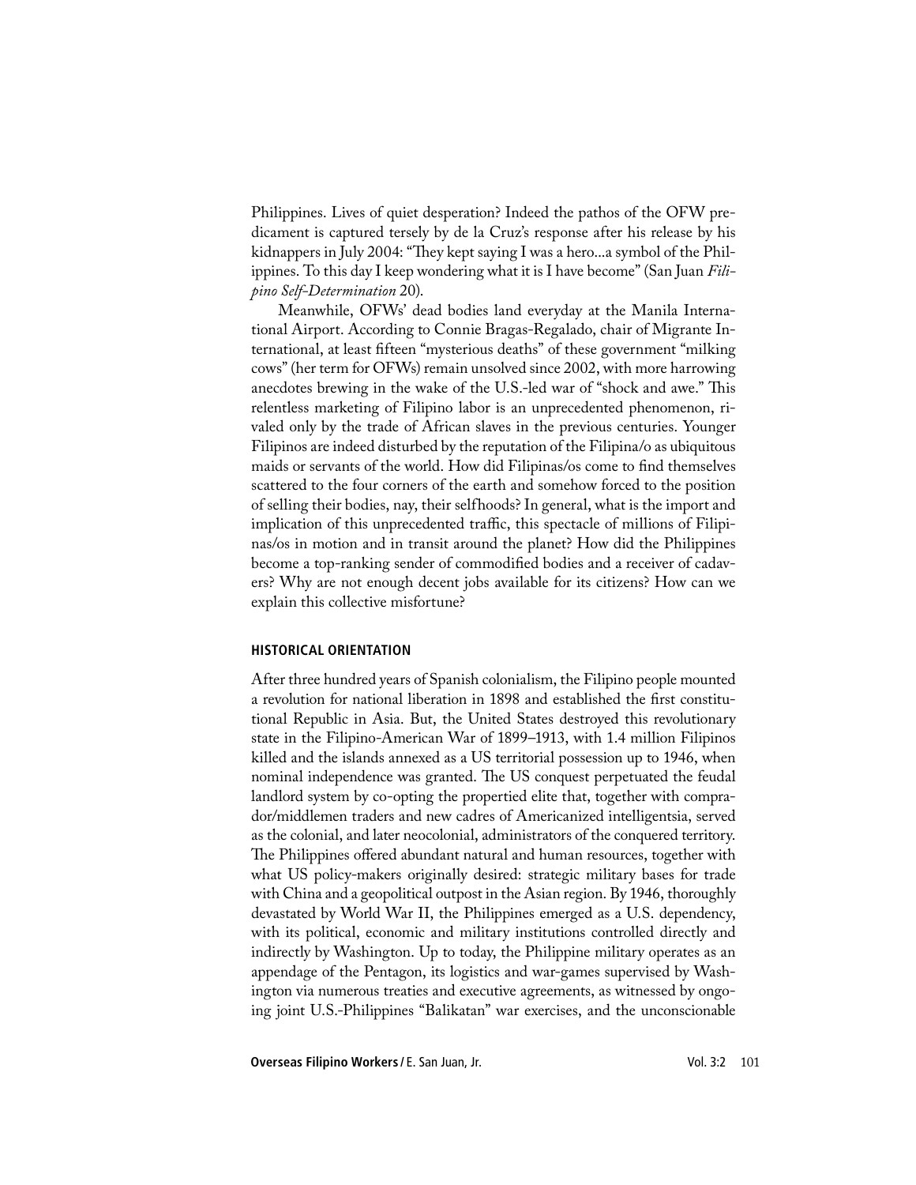Philippines. Lives of quiet desperation? Indeed the pathos of the OFW predicament is captured tersely by de la Cruz's response after his release by his kidnappers in July 2004: "They kept saying I was a hero...a symbol of the Philippines. To this day I keep wondering what it is I have become" (San Juan *Filipino Self-Determination* 20).

Meanwhile, OFWs' dead bodies land everyday at the Manila International Airport. According to Connie Bragas-Regalado, chair of Migrante International, at least fifteen "mysterious deaths" of these government "milking cows" (her term for OFWs) remain unsolved since 2002, with more harrowing anecdotes brewing in the wake of the U.S.-led war of "shock and awe." This relentless marketing of Filipino labor is an unprecedented phenomenon, rivaled only by the trade of African slaves in the previous centuries. Younger Filipinos are indeed disturbed by the reputation of the Filipina/o as ubiquitous maids or servants of the world. How did Filipinas/os come to find themselves scattered to the four corners of the earth and somehow forced to the position of selling their bodies, nay, their selfhoods? In general, what is the import and implication of this unprecedented traffic, this spectacle of millions of Filipinas/os in motion and in transit around the planet? How did the Philippines become a top-ranking sender of commodified bodies and a receiver of cadavers? Why are not enough decent jobs available for its citizens? How can we explain this collective misfortune?

## HISTORICAL ORIENTATION

After three hundred years of Spanish colonialism, the Filipino people mounted a revolution for national liberation in 1898 and established the first constitutional Republic in Asia. But, the United States destroyed this revolutionary state in the Filipino-American War of 1899–1913, with 1.4 million Filipinos killed and the islands annexed as a US territorial possession up to 1946, when nominal independence was granted. The US conquest perpetuated the feudal landlord system by co-opting the propertied elite that, together with comprador/middlemen traders and new cadres of Americanized intelligentsia, served as the colonial, and later neocolonial, administrators of the conquered territory. The Philippines offered abundant natural and human resources, together with what US policy-makers originally desired: strategic military bases for trade with China and a geopolitical outpost in the Asian region. By 1946, thoroughly devastated by World War II, the Philippines emerged as a U.S. dependency, with its political, economic and military institutions controlled directly and indirectly by Washington. Up to today, the Philippine military operates as an appendage of the Pentagon, its logistics and war-games supervised by Washington via numerous treaties and executive agreements, as witnessed by ongoing joint U.S.-Philippines "Balikatan" war exercises, and the unconscionable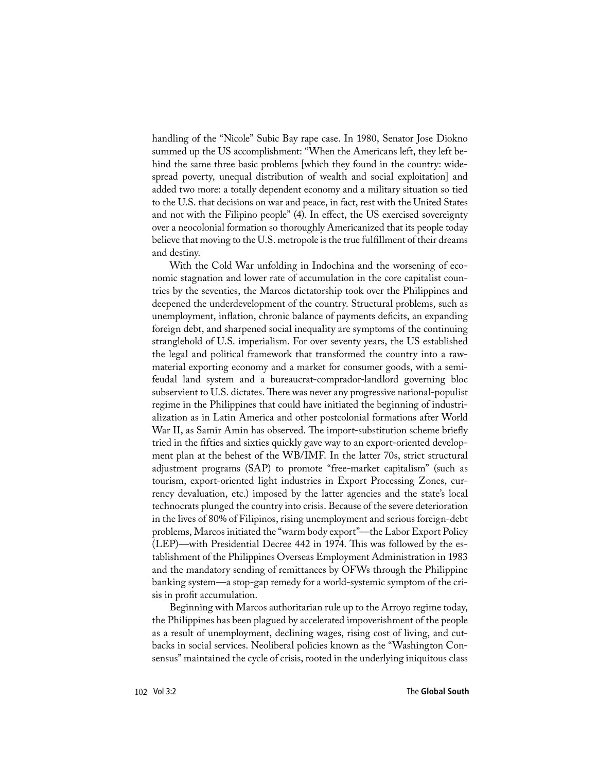handling of the "Nicole" Subic Bay rape case. In 1980, Senator Jose Diokno summed up the US accomplishment: "When the Americans left, they left behind the same three basic problems [which they found in the country: widespread poverty, unequal distribution of wealth and social exploitation] and added two more: a totally dependent economy and a military situation so tied to the U.S. that decisions on war and peace, in fact, rest with the United States and not with the Filipino people" (4). In effect, the US exercised sovereignty over a neocolonial formation so thoroughly Americanized that its people today believe that moving to the U.S. metropole is the true fulfillment of their dreams and destiny.

With the Cold War unfolding in Indochina and the worsening of economic stagnation and lower rate of accumulation in the core capitalist countries by the seventies, the Marcos dictatorship took over the Philippines and deepened the underdevelopment of the country. Structural problems, such as unemployment, inflation, chronic balance of payments deficits, an expanding foreign debt, and sharpened social inequality are symptoms of the continuing stranglehold of U.S. imperialism. For over seventy years, the US established the legal and political framework that transformed the country into a raw-material exporting economy and a market for consumer goods, with a semi-feudal land system and a bureaucrat-comprador-landlord governing bloc subservient to U.S. dictates. There was never any progressive national-populist regime in the Philippines that could have initiated the beginning of industrialization as in Latin America and other postcolonial formations after World War II, as Samir Amin has observed. The import-substitution scheme briefly tried in the fifties and sixties quickly gave way to an export-oriented development plan at the behest of the WB/IMF. In the latter 70s, strict structural adjustment programs (SAP) to promote "free-market capitalism" (such as tourism, export-oriented light industries in Export Processing Zones, currency devaluation, etc.) imposed by the latter agencies and the state's local technocrats plunged the country into crisis. Because of the severe deterioration in the lives of 80% of Filipinos, rising unemployment and serious foreign-debt problems, Marcos initiated the "warm body export"—the Labor Export Policy (LEP)—with Presidential Decree 442 in 1974. This was followed by the establishment of the Philippines Overseas Employment Administration in 1983 and the mandatory sending of remittances by OFWs through the Philippine banking system—a stop-gap remedy for a world-systemic symptom of the crisis in profit accumulation.

Beginning with Marcos authoritarian rule up to the Arroyo regime today, the Philippines has been plagued by accelerated impoverishment of the people as a result of unemployment, declining wages, rising cost of living, and cutbacks in social services. Neoliberal policies known as the "Washington Consensus" maintained the cycle of crisis, rooted in the underlying iniquitous class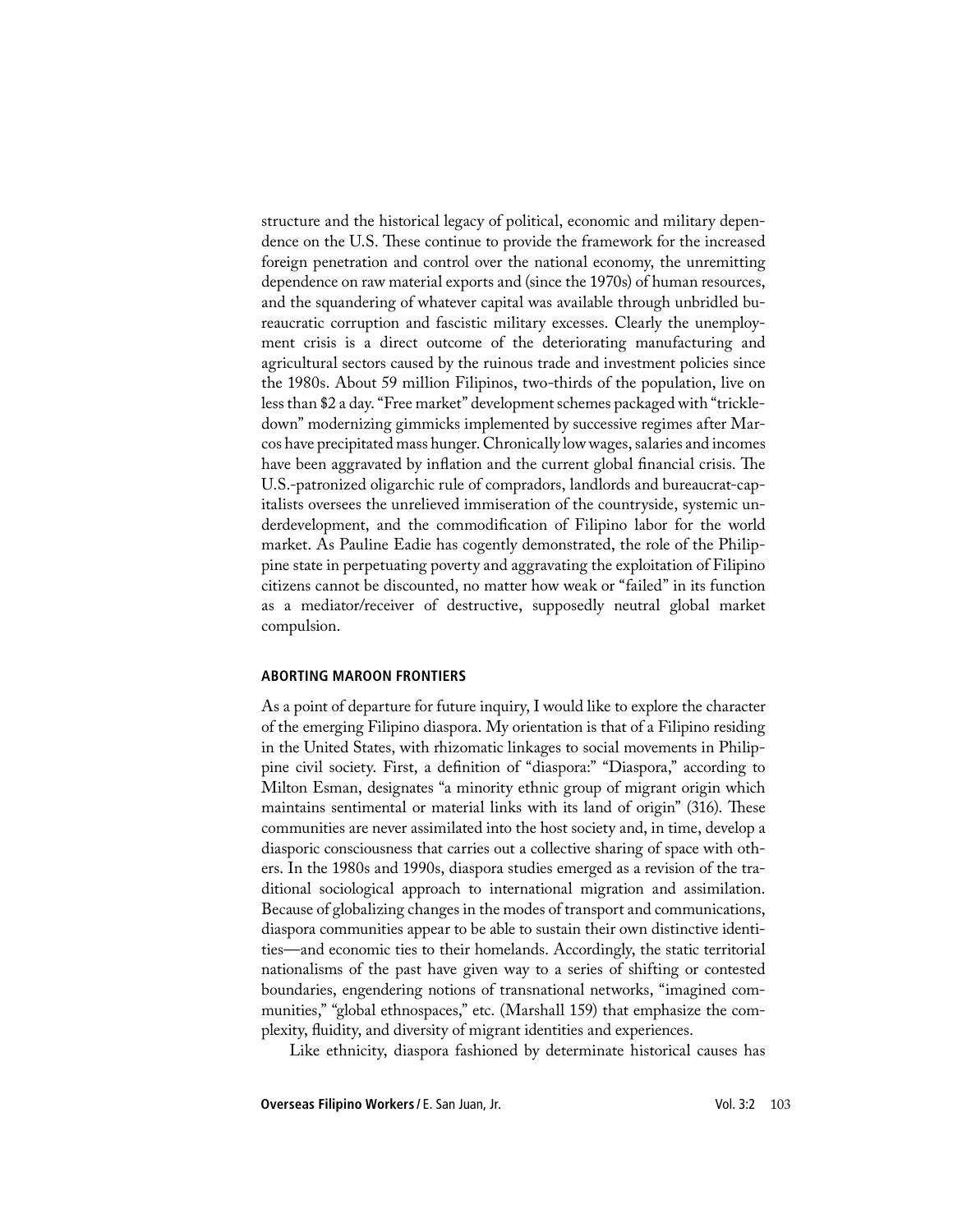structure and the historical legacy of political, economic and military dependence on the U.S. These continue to provide the framework for the increased foreign penetration and control over the national economy, the unremitting dependence on raw material exports and (since the 1970s) of human resources, and the squandering of whatever capital was available through unbridled bureaucratic corruption and fascistic military excesses. Clearly the unemployment crisis is a direct outcome of the deteriorating manufacturing and agricultural sectors caused by the ruinous trade and investment policies since the 1980s. About 59 million Filipinos, two-thirds of the population, live on less than $2 a day. "Free market" development schemes packaged with "trickle-down" modernizing gimmicks implemented by successive regimes after Marcos have precipitated mass hunger. Chronically low wages, salaries and incomes have been aggravated by inflation and the current global financial crisis. The U.S.-patronized oligarchic rule of compradors, landlords and bureaucrat-capitalists oversees the unrelieved immiseration of the countryside, systemic underdevelopment, and the commodification of Filipino labor for the world market. As Pauline Eadie has cogently demonstrated, the role of the Philippine state in perpetuating poverty and aggravating the exploitation of Filipino citizens cannot be discounted, no matter how weak or "failed" in its function as a mediator/receiver of destructive, supposedly neutral global market compulsion.

## ABORTING MAROON FRONTIERS

As a point of departure for future inquiry, I would like to explore the character of the emerging Filipino diaspora. My orientation is that of a Filipino residing in the United States, with rhizomatic linkages to social movements in Philippine civil society. First, a definition of "diaspora:" "Diaspora," according to Milton Esman, designates "a minority ethnic group of migrant origin which maintains sentimental or material links with its land of origin" (316). These communities are never assimilated into the host society and, in time, develop a diasporic consciousness that carries out a collective sharing of space with others. In the 1980s and 1990s, diaspora studies emerged as a revision of the traditional sociological approach to international migration and assimilation. Because of globalizing changes in the modes of transport and communications, diaspora communities appear to be able to sustain their own distinctive identities—and economic ties to their homelands. Accordingly, the static territorial nationalisms of the past have given way to a series of shifting or contested boundaries, engendering notions of transnational networks, "imagined communities," "global ethnospaces," etc. (Marshall 159) that emphasize the complexity, fluidity, and diversity of migrant identities and experiences.

Like ethnicity, diaspora fashioned by determinate historical causes has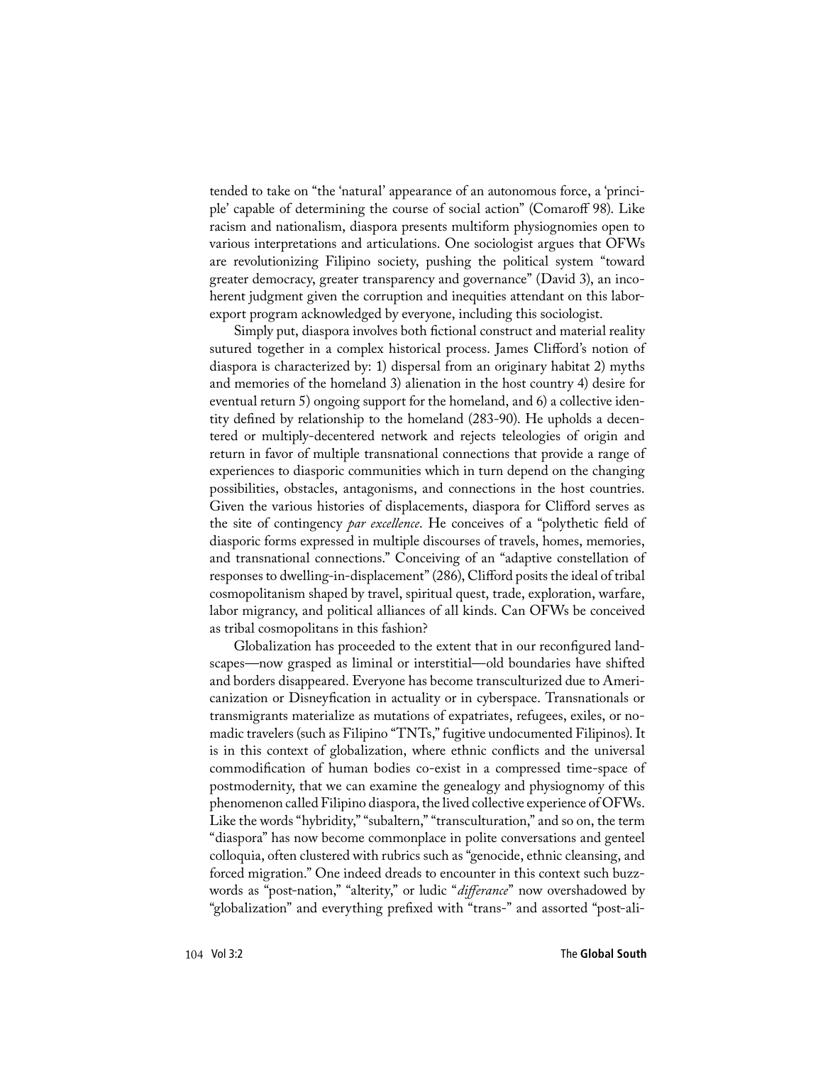tended to take on "the 'natural' appearance of an autonomous force, a 'principle' capable of determining the course of social action" (Comaroff 98). Like racism and nationalism, diaspora presents multiform physiognomies open to various interpretations and articulations. One sociologist argues that OFWs are revolutionizing Filipino society, pushing the political system "toward greater democracy, greater transparency and governance" (David 3), an incoherent judgment given the corruption and inequities attendant on this labor-export program acknowledged by everyone, including this sociologist.

Simply put, diaspora involves both fictional construct and material reality sutured together in a complex historical process. James Clifford's notion of diaspora is characterized by: 1) dispersal from an originary habitat 2) myths and memories of the homeland 3) alienation in the host country 4) desire for eventual return 5) ongoing support for the homeland, and 6) a collective identity defined by relationship to the homeland (283-90). He upholds a decentered or multiply-decentered network and rejects teleologies of origin and return in favor of multiple transnational connections that provide a range of experiences to diasporic communities which in turn depend on the changing possibilities, obstacles, antagonisms, and connections in the host countries. Given the various histories of displacements, diaspora for Clifford serves as the site of contingency *par excellence*. He conceives of a "polythetic field of diasporic forms expressed in multiple discourses of travels, homes, memories, and transnational connections." Conceiving of an "adaptive constellation of responses to dwelling-in-displacement" (286), Clifford posits the ideal of tribal cosmopolitanism shaped by travel, spiritual quest, trade, exploration, warfare, labor migrancy, and political alliances of all kinds. Can OFWs be conceived as tribal cosmopolitans in this fashion?

Globalization has proceeded to the extent that in our reconfigured landscapes—now grasped as liminal or interstitial—old boundaries have shifted and borders disappeared. Everyone has become transculturized due to Americanization or Disneyfication in actuality or in cyberspace. Transnationals or transmigrants materialize as mutations of expatriates, refugees, exiles, or nomadic travelers (such as Filipino "TNTs," fugitive undocumented Filipinos). It is in this context of globalization, where ethnic conflicts and the universal commodification of human bodies co-exist in a compressed time-space of postmodernity, that we can examine the genealogy and physiognomy of this phenomenon called Filipino diaspora, the lived collective experience of OFWs. Like the words "hybridity," "subaltern," "transculturation," and so on, the term "diaspora" has now become commonplace in polite conversations and genteel colloquia, often clustered with rubrics such as "genocide, ethnic cleansing, and forced migration." One indeed dreads to encounter in this context such buzzwords as "post-nation," "alterity," or ludic "*differance*" now overshadowed by "globalization" and everything prefixed with "trans-" and assorted "post-ali-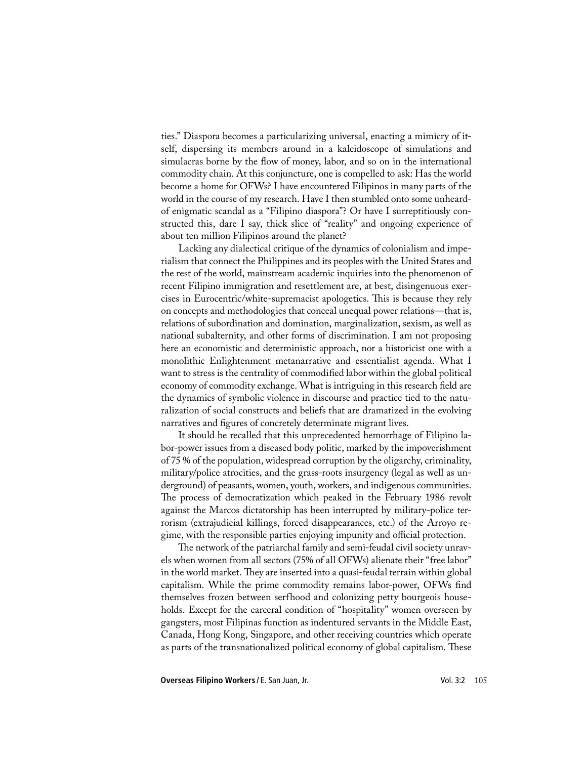ties." Diaspora becomes a particularizing universal, enacting a mimicry of itself, dispersing its members around in a kaleidoscope of simulations and simulacras borne by the flow of money, labor, and so on in the international commodity chain. At this conjuncture, one is compelled to ask: Has the world become a home for OFWs? I have encountered Filipinos in many parts of the world in the course of my research. Have I then stumbled onto some unheard-of enigmatic scandal as a "Filipino diaspora"? Or have I surreptitiously constructed this, dare I say, thick slice of "reality" and ongoing experience of about ten million Filipinos around the planet?

Lacking any dialectical critique of the dynamics of colonialism and imperialism that connect the Philippines and its peoples with the United States and the rest of the world, mainstream academic inquiries into the phenomenon of recent Filipino immigration and resettlement are, at best, disingenuous exercises in Eurocentric/white-supremacist apologetics. This is because they rely on concepts and methodologies that conceal unequal power relations—that is, relations of subordination and domination, marginalization, sexism, as well as national subalternity, and other forms of discrimination. I am not proposing here an economistic and deterministic approach, nor a historicist one with a monolithic Enlightenment metanarrative and essentialist agenda. What I want to stress is the centrality of commodified labor within the global political economy of commodity exchange. What is intriguing in this research field are the dynamics of symbolic violence in discourse and practice tied to the naturalization of social constructs and beliefs that are dramatized in the evolving narratives and figures of concretely determinate migrant lives.

It should be recalled that this unprecedented hemorrhage of Filipino labor-power issues from a diseased body politic, marked by the impoverishment of 75 % of the population, widespread corruption by the oligarchy, criminality, military/police atrocities, and the grass-roots insurgency (legal as well as underground) of peasants, women, youth, workers, and indigenous communities. The process of democratization which peaked in the February 1986 revolt against the Marcos dictatorship has been interrupted by military-police terrorism (extrajudicial killings, forced disappearances, etc.) of the Arroyo regime, with the responsible parties enjoying impunity and official protection.

The network of the patriarchal family and semi-feudal civil society unravels when women from all sectors (75% of all OFWs) alienate their "free labor" in the world market. They are inserted into a quasi-feudal terrain within global capitalism. While the prime commodity remains labor-power, OFWs find themselves frozen between serfhood and colonizing petty bourgeois households. Except for the carceral condition of "hospitality" women overseen by gangsters, most Filipinas function as indentured servants in the Middle East, Canada, Hong Kong, Singapore, and other receiving countries which operate as parts of the transnationalized political economy of global capitalism. These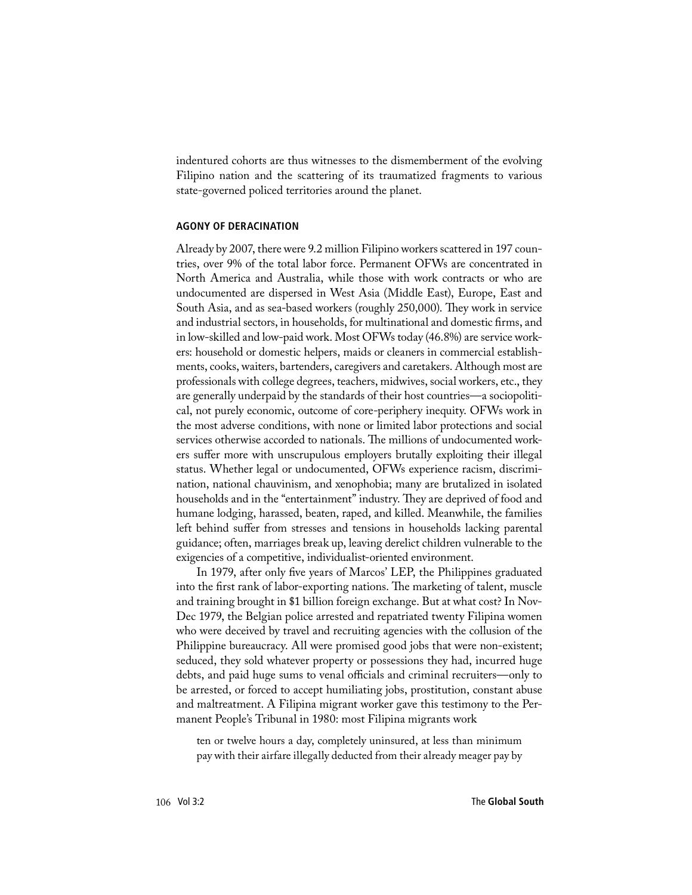indentured cohorts are thus witnesses to the dismemberment of the evolving Filipino nation and the scattering of its traumatized fragments to various state-governed policed territories around the planet.

## AGONY OF DERACINATION

Already by 2007, there were 9.2 million Filipino workers scattered in 197 countries, over 9% of the total labor force. Permanent OFWs are concentrated in North America and Australia, while those with work contracts or who are undocumented are dispersed in West Asia (Middle East), Europe, East and South Asia, and as sea-based workers (roughly 250,000). They work in service and industrial sectors, in households, for multinational and domestic firms, and in low-skilled and low-paid work. Most OFWs today (46.8%) are service workers: household or domestic helpers, maids or cleaners in commercial establishments, cooks, waiters, bartenders, caregivers and caretakers. Although most are professionals with college degrees, teachers, midwives, social workers, etc., they are generally underpaid by the standards of their host countries—a sociopolitical, not purely economic, outcome of core-periphery inequity. OFWs work in the most adverse conditions, with none or limited labor protections and social services otherwise accorded to nationals. The millions of undocumented workers suffer more with unscrupulous employers brutally exploiting their illegal status. Whether legal or undocumented, OFWs experience racism, discrimination, national chauvinism, and xenophobia; many are brutalized in isolated households and in the "entertainment" industry. They are deprived of food and humane lodging, harassed, beaten, raped, and killed. Meanwhile, the families left behind suffer from stresses and tensions in households lacking parental guidance; often, marriages break up, leaving derelict children vulnerable to the exigencies of a competitive, individualist-oriented environment.

In 1979, after only five years of Marcos' LEP, the Philippines graduated into the first rank of labor-exporting nations. The marketing of talent, muscle and training brought in $1 billion foreign exchange. But at what cost? In Nov-Dec 1979, the Belgian police arrested and repatriated twenty Filipina women who were deceived by travel and recruiting agencies with the collusion of the Philippine bureaucracy. All were promised good jobs that were non-existent; seduced, they sold whatever property or possessions they had, incurred huge debts, and paid huge sums to venal officials and criminal recruiters—only to be arrested, or forced to accept humiliating jobs, prostitution, constant abuse and maltreatment. A Filipina migrant worker gave this testimony to the Permanent People's Tribunal in 1980: most Filipina migrants work

> ten or twelve hours a day, completely uninsured, at less than minimum pay with their airfare illegally deducted from their already meager pay by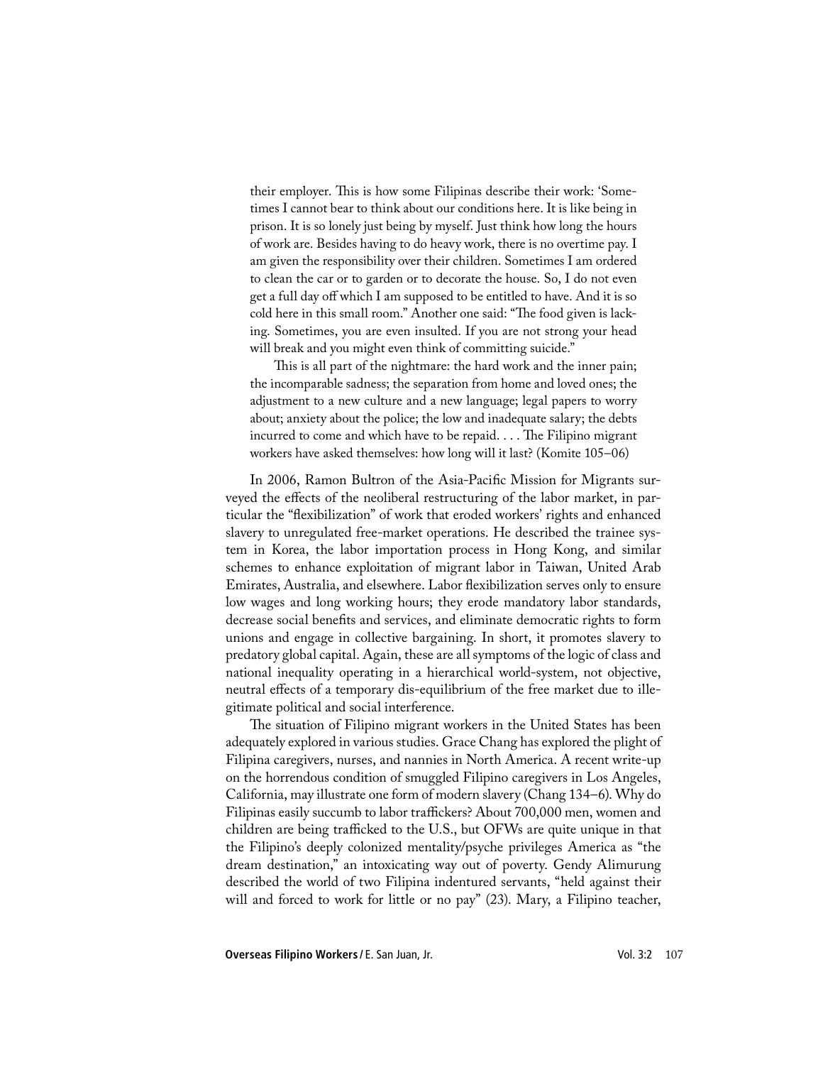their employer. This is how some Filipinas describe their work: 'Sometimes I cannot bear to think about our conditions here. It is like being in prison. It is so lonely just being by myself. Just think how long the hours of work are. Besides having to do heavy work, there is no overtime pay. I am given the responsibility over their children. Sometimes I am ordered to clean the car or to garden or to decorate the house. So, I do not even get a full day off which I am supposed to be entitled to have. And it is so cold here in this small room." Another one said: "The food given is lacking. Sometimes, you are even insulted. If you are not strong your head will break and you might even think of committing suicide."

> This is all part of the nightmare: the hard work and the inner pain; the incomparable sadness; the separation from home and loved ones; the adjustment to a new culture and a new language; legal papers to worry about; anxiety about the police; the low and inadequate salary; the debts incurred to come and which have to be repaid. . . . The Filipino migrant workers have asked themselves: how long will it last? (Komite 105–06)

In 2006, Ramon Bultron of the Asia-Pacific Mission for Migrants surveyed the effects of the neoliberal restructuring of the labor market, in particular the "flexibilization" of work that eroded workers' rights and enhanced slavery to unregulated free-market operations. He described the trainee system in Korea, the labor importation process in Hong Kong, and similar schemes to enhance exploitation of migrant labor in Taiwan, United Arab Emirates, Australia, and elsewhere. Labor flexibilization serves only to ensure low wages and long working hours; they erode mandatory labor standards, decrease social benefits and services, and eliminate democratic rights to form unions and engage in collective bargaining. In short, it promotes slavery to predatory global capital. Again, these are all symptoms of the logic of class and national inequality operating in a hierarchical world-system, not objective, neutral effects of a temporary dis-equilibrium of the free market due to illegitimate political and social interference.

The situation of Filipino migrant workers in the United States has been adequately explored in various studies. Grace Chang has explored the plight of Filipina caregivers, nurses, and nannies in North America. A recent write-up on the horrendous condition of smuggled Filipino caregivers in Los Angeles, California, may illustrate one form of modern slavery (Chang 134–6). Why do Filipinas easily succumb to labor traffickers? About 700,000 men, women and children are being trafficked to the U.S., but OFWs are quite unique in that the Filipino's deeply colonized mentality/psyche privileges America as "the dream destination," an intoxicating way out of poverty. Gendy Alimurung described the world of two Filipina indentured servants, "held against their will and forced to work for little or no pay" (23). Mary, a Filipino teacher,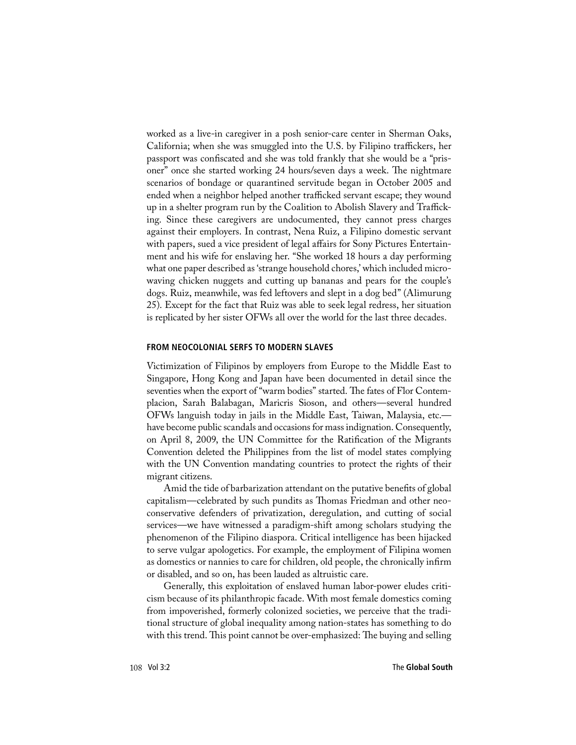worked as a live-in caregiver in a posh senior-care center in Sherman Oaks, California; when she was smuggled into the U.S. by Filipino traffickers, her passport was confiscated and she was told frankly that she would be a "prisoner" once she started working 24 hours/seven days a week. The nightmare scenarios of bondage or quarantined servitude began in October 2005 and ended when a neighbor helped another trafficked servant escape; they wound up in a shelter program run by the Coalition to Abolish Slavery and Trafficking. Since these caregivers are undocumented, they cannot press charges against their employers. In contrast, Nena Ruiz, a Filipino domestic servant with papers, sued a vice president of legal affairs for Sony Pictures Entertainment and his wife for enslaving her. "She worked 18 hours a day performing what one paper described as 'strange household chores,' which included microwaving chicken nuggets and cutting up bananas and pears for the couple's dogs. Ruiz, meanwhile, was fed leftovers and slept in a dog bed" (Alimurung 25). Except for the fact that Ruiz was able to seek legal redress, her situation is replicated by her sister OFWs all over the world for the last three decades.

## FROM NEOCOLONIAL SERFS TO MODERN SLAVES

Victimization of Filipinos by employers from Europe to the Middle East to Singapore, Hong Kong and Japan have been documented in detail since the seventies when the export of "warm bodies" started. The fates of Flor Contemplacion, Sarah Balabagan, Maricris Sioson, and others—several hundred OFWs languish today in jails in the Middle East, Taiwan, Malaysia, etc.—have become public scandals and occasions for mass indignation. Consequently, on April 8, 2009, the UN Committee for the Ratification of the Migrants Convention deleted the Philippines from the list of model states complying with the UN Convention mandating countries to protect the rights of their migrant citizens.

Amid the tide of barbarization attendant on the putative benefits of global capitalism—celebrated by such pundits as Thomas Friedman and other neoconservative defenders of privatization, deregulation, and cutting of social services—we have witnessed a paradigm-shift among scholars studying the phenomenon of the Filipino diaspora. Critical intelligence has been hijacked to serve vulgar apologetics. For example, the employment of Filipina women as domestics or nannies to care for children, old people, the chronically infirm or disabled, and so on, has been lauded as altruistic care.

Generally, this exploitation of enslaved human labor-power eludes criticism because of its philanthropic facade. With most female domestics coming from impoverished, formerly colonized societies, we perceive that the traditional structure of global inequality among nation-states has something to do with this trend. This point cannot be over-emphasized: The buying and selling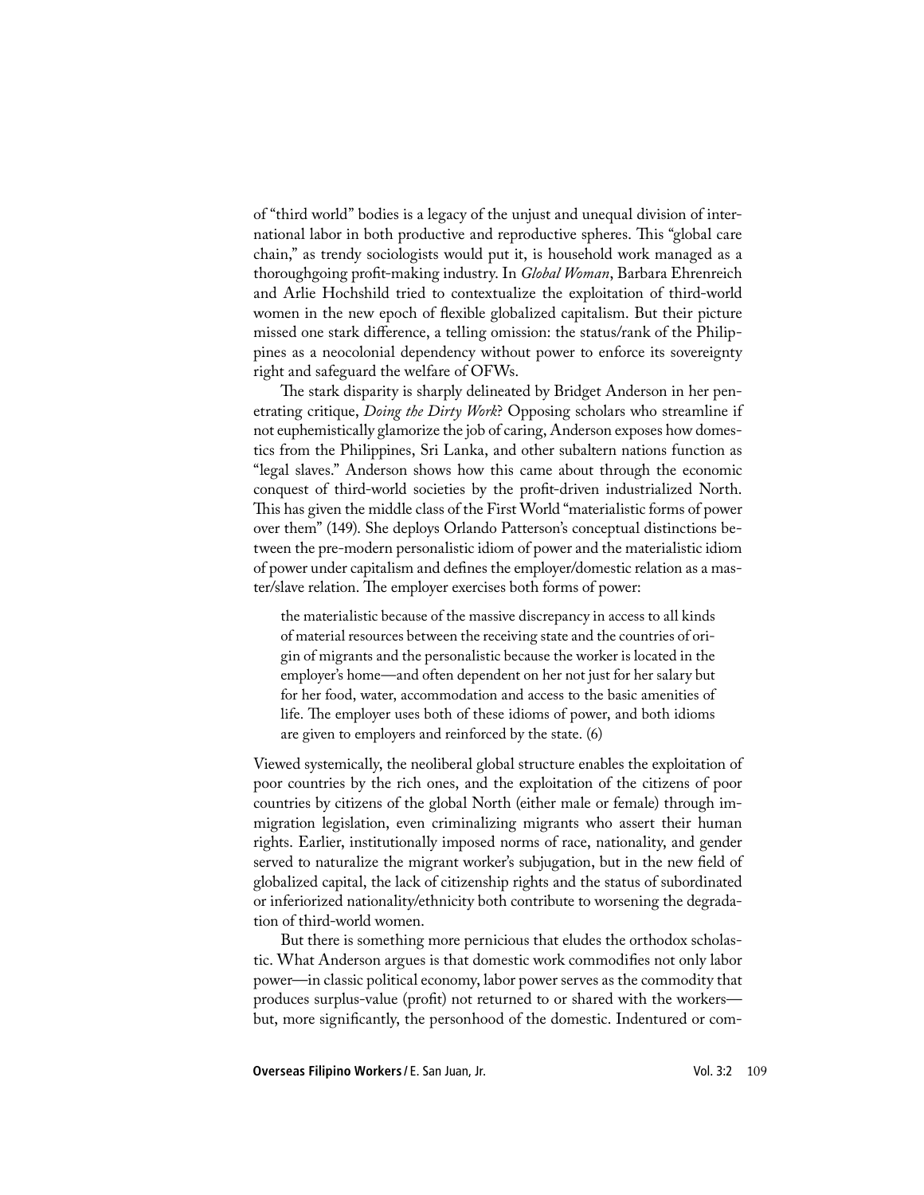of "third world" bodies is a legacy of the unjust and unequal division of international labor in both productive and reproductive spheres. This "global care chain," as trendy sociologists would put it, is household work managed as a thoroughgoing profit-making industry. In *Global Woman*, Barbara Ehrenreich and Arlie Hochshild tried to contextualize the exploitation of third-world women in the new epoch of flexible globalized capitalism. But their picture missed one stark difference, a telling omission: the status/rank of the Philippines as a neocolonial dependency without power to enforce its sovereignty right and safeguard the welfare of OFWs.

The stark disparity is sharply delineated by Bridget Anderson in her penetrating critique, *Doing the Dirty Work*? Opposing scholars who streamline if not euphemistically glamorize the job of caring, Anderson exposes how domestics from the Philippines, Sri Lanka, and other subaltern nations function as "legal slaves." Anderson shows how this came about through the economic conquest of third-world societies by the profit-driven industrialized North. This has given the middle class of the First World "materialistic forms of power over them" (149). She deploys Orlando Patterson's conceptual distinctions between the pre-modern personalistic idiom of power and the materialistic idiom of power under capitalism and defines the employer/domestic relation as a master/slave relation. The employer exercises both forms of power:

> the materialistic because of the massive discrepancy in access to all kinds of material resources between the receiving state and the countries of origin of migrants and the personalistic because the worker is located in the employer's home—and often dependent on her not just for her salary but for her food, water, accommodation and access to the basic amenities of life. The employer uses both of these idioms of power, and both idioms are given to employers and reinforced by the state. (6)

Viewed systemically, the neoliberal global structure enables the exploitation of poor countries by the rich ones, and the exploitation of the citizens of poor countries by citizens of the global North (either male or female) through immigration legislation, even criminalizing migrants who assert their human rights. Earlier, institutionally imposed norms of race, nationality, and gender served to naturalize the migrant worker's subjugation, but in the new field of globalized capital, the lack of citizenship rights and the status of subordinated or inferiorized nationality/ethnicity both contribute to worsening the degradation of third-world women.

But there is something more pernicious that eludes the orthodox scholastic. What Anderson argues is that domestic work commodifies not only labor power—in classic political economy, labor power serves as the commodity that produces surplus-value (profit) not returned to or shared with the workers—but, more significantly, the personhood of the domestic. Indentured or com-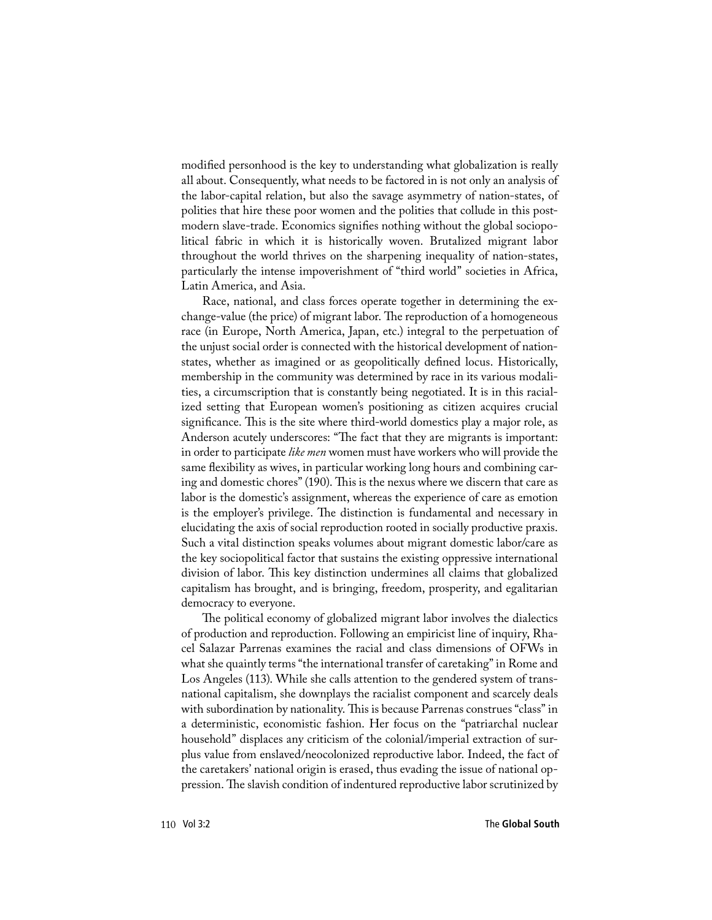modified personhood is the key to understanding what globalization is really all about. Consequently, what needs to be factored in is not only an analysis of the labor-capital relation, but also the savage asymmetry of nation-states, of polities that hire these poor women and the polities that collude in this postmodern slave-trade. Economics signifies nothing without the global sociopolitical fabric in which it is historically woven. Brutalized migrant labor throughout the world thrives on the sharpening inequality of nation-states, particularly the intense impoverishment of "third world" societies in Africa, Latin America, and Asia.

Race, national, and class forces operate together in determining the exchange-value (the price) of migrant labor. The reproduction of a homogeneous race (in Europe, North America, Japan, etc.) integral to the perpetuation of the unjust social order is connected with the historical development of nation-states, whether as imagined or as geopolitically defined locus. Historically, membership in the community was determined by race in its various modalities, a circumscription that is constantly being negotiated. It is in this racialized setting that European women's positioning as citizen acquires crucial significance. This is the site where third-world domestics play a major role, as Anderson acutely underscores: "The fact that they are migrants is important: in order to participate *like men* women must have workers who will provide the same flexibility as wives, in particular working long hours and combining caring and domestic chores" (190). This is the nexus where we discern that care as labor is the domestic's assignment, whereas the experience of care as emotion is the employer's privilege. The distinction is fundamental and necessary in elucidating the axis of social reproduction rooted in socially productive praxis. Such a vital distinction speaks volumes about migrant domestic labor/care as the key sociopolitical factor that sustains the existing oppressive international division of labor. This key distinction undermines all claims that globalized capitalism has brought, and is bringing, freedom, prosperity, and egalitarian democracy to everyone.

The political economy of globalized migrant labor involves the dialectics of production and reproduction. Following an empiricist line of inquiry, Rhacel Salazar Parrenas examines the racial and class dimensions of OFWs in what she quaintly terms "the international transfer of caretaking" in Rome and Los Angeles (113). While she calls attention to the gendered system of transnational capitalism, she downplays the racialist component and scarcely deals with subordination by nationality. This is because Parrenas construes "class" in a deterministic, economistic fashion. Her focus on the "patriarchal nuclear household" displaces any criticism of the colonial/imperial extraction of surplus value from enslaved/neocolonized reproductive labor. Indeed, the fact of the caretakers' national origin is erased, thus evading the issue of national oppression. The slavish condition of indentured reproductive labor scrutinized by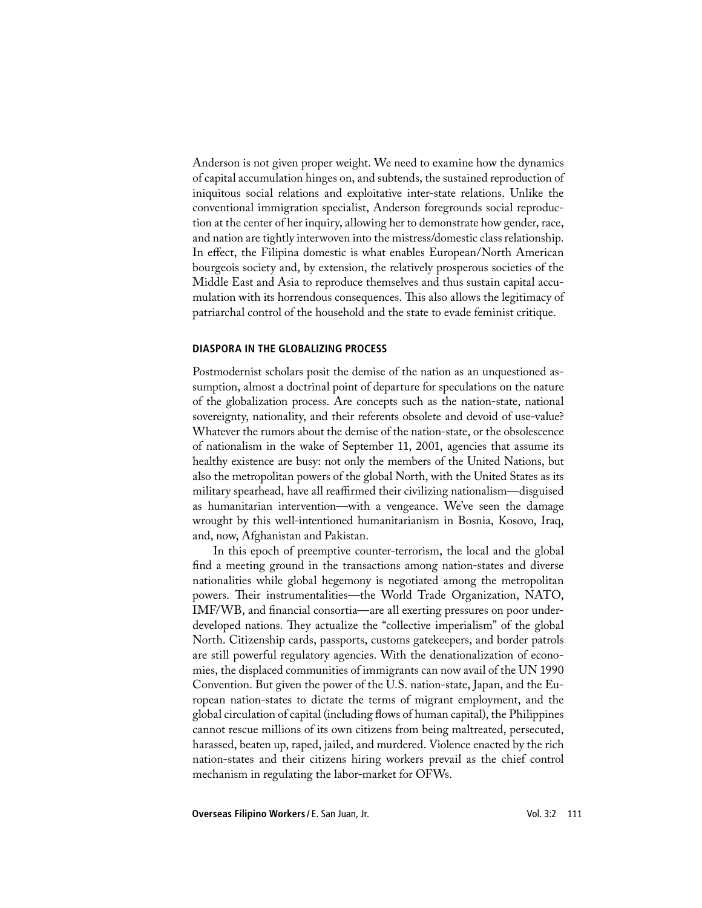Anderson is not given proper weight. We need to examine how the dynamics of capital accumulation hinges on, and subtends, the sustained reproduction of iniquitous social relations and exploitative inter-state relations. Unlike the conventional immigration specialist, Anderson foregrounds social reproduction at the center of her inquiry, allowing her to demonstrate how gender, race, and nation are tightly interwoven into the mistress/domestic class relationship. In effect, the Filipina domestic is what enables European/North American bourgeois society and, by extension, the relatively prosperous societies of the Middle East and Asia to reproduce themselves and thus sustain capital accumulation with its horrendous consequences. This also allows the legitimacy of patriarchal control of the household and the state to evade feminist critique.

## DIASPORA IN THE GLOBALIZING PROCESS

Postmodernist scholars posit the demise of the nation as an unquestioned assumption, almost a doctrinal point of departure for speculations on the nature of the globalization process. Are concepts such as the nation-state, national sovereignty, nationality, and their referents obsolete and devoid of use-value? Whatever the rumors about the demise of the nation-state, or the obsolescence of nationalism in the wake of September 11, 2001, agencies that assume its healthy existence are busy: not only the members of the United Nations, but also the metropolitan powers of the global North, with the United States as its military spearhead, have all reaffirmed their civilizing nationalism—disguised as humanitarian intervention—with a vengeance. We've seen the damage wrought by this well-intentioned humanitarianism in Bosnia, Kosovo, Iraq, and, now, Afghanistan and Pakistan.

In this epoch of preemptive counter-terrorism, the local and the global find a meeting ground in the transactions among nation-states and diverse nationalities while global hegemony is negotiated among the metropolitan powers. Their instrumentalities—the World Trade Organization, NATO, IMF/WB, and financial consortia—are all exerting pressures on poor underdeveloped nations. They actualize the "collective imperialism" of the global North. Citizenship cards, passports, customs gatekeepers, and border patrols are still powerful regulatory agencies. With the denationalization of economies, the displaced communities of immigrants can now avail of the UN 1990 Convention. But given the power of the U.S. nation-state, Japan, and the European nation-states to dictate the terms of migrant employment, and the global circulation of capital (including flows of human capital), the Philippines cannot rescue millions of its own citizens from being maltreated, persecuted, harassed, beaten up, raped, jailed, and murdered. Violence enacted by the rich nation-states and their citizens hiring workers prevail as the chief control mechanism in regulating the labor-market for OFWs.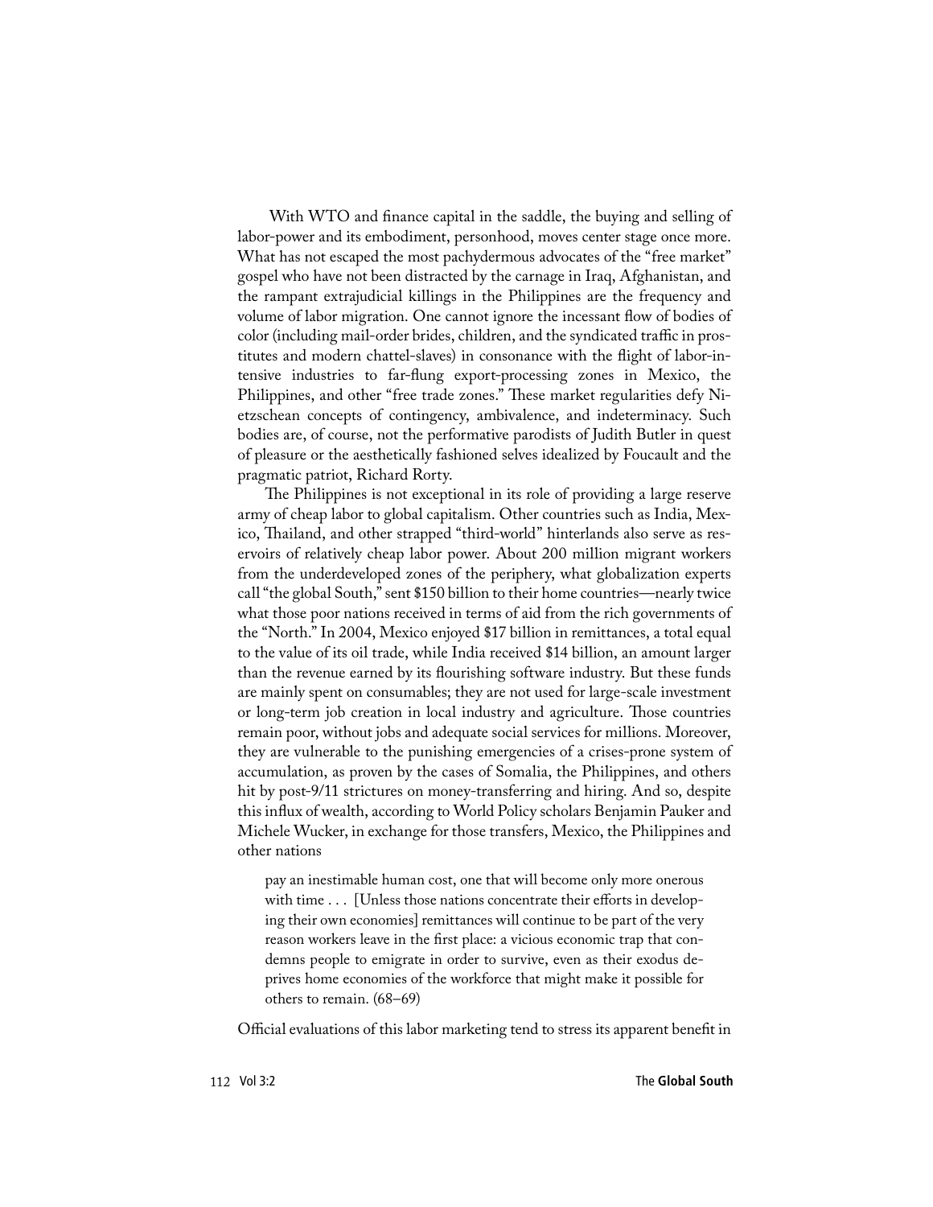With WTO and finance capital in the saddle, the buying and selling of labor-power and its embodiment, personhood, moves center stage once more. What has not escaped the most pachydermous advocates of the "free market" gospel who have not been distracted by the carnage in Iraq, Afghanistan, and the rampant extrajudicial killings in the Philippines are the frequency and volume of labor migration. One cannot ignore the incessant flow of bodies of color (including mail-order brides, children, and the syndicated traffic in prostitutes and modern chattel-slaves) in consonance with the flight of labor-intensive industries to far-flung export-processing zones in Mexico, the Philippines, and other "free trade zones." These market regularities defy Nietzschean concepts of contingency, ambivalence, and indeterminacy. Such bodies are, of course, not the performative parodists of Judith Butler in quest of pleasure or the aesthetically fashioned selves idealized by Foucault and the pragmatic patriot, Richard Rorty.

The Philippines is not exceptional in its role of providing a large reserve army of cheap labor to global capitalism. Other countries such as India, Mexico, Thailand, and other strapped "third-world" hinterlands also serve as reservoirs of relatively cheap labor power. About 200 million migrant workers from the underdeveloped zones of the periphery, what globalization experts call "the global South," sent $150 billion to their home countries—nearly twice what those poor nations received in terms of aid from the rich governments of the "North." In 2004, Mexico enjoyed $17 billion in remittances, a total equal to the value of its oil trade, while India received $14 billion, an amount larger than the revenue earned by its flourishing software industry. But these funds are mainly spent on consumables; they are not used for large-scale investment or long-term job creation in local industry and agriculture. Those countries remain poor, without jobs and adequate social services for millions. Moreover, they are vulnerable to the punishing emergencies of a crises-prone system of accumulation, as proven by the cases of Somalia, the Philippines, and others hit by post-9/11 strictures on money-transferring and hiring. And so, despite this influx of wealth, according to World Policy scholars Benjamin Pauker and Michele Wucker, in exchange for those transfers, Mexico, the Philippines and other nations

> pay an inestimable human cost, one that will become only more onerous with time . . . [Unless those nations concentrate their efforts in developing their own economies] remittances will continue to be part of the very reason workers leave in the first place: a vicious economic trap that condemns people to emigrate in order to survive, even as their exodus deprives home economies of the workforce that might make it possible for others to remain. (68–69)

Official evaluations of this labor marketing tend to stress its apparent benefit in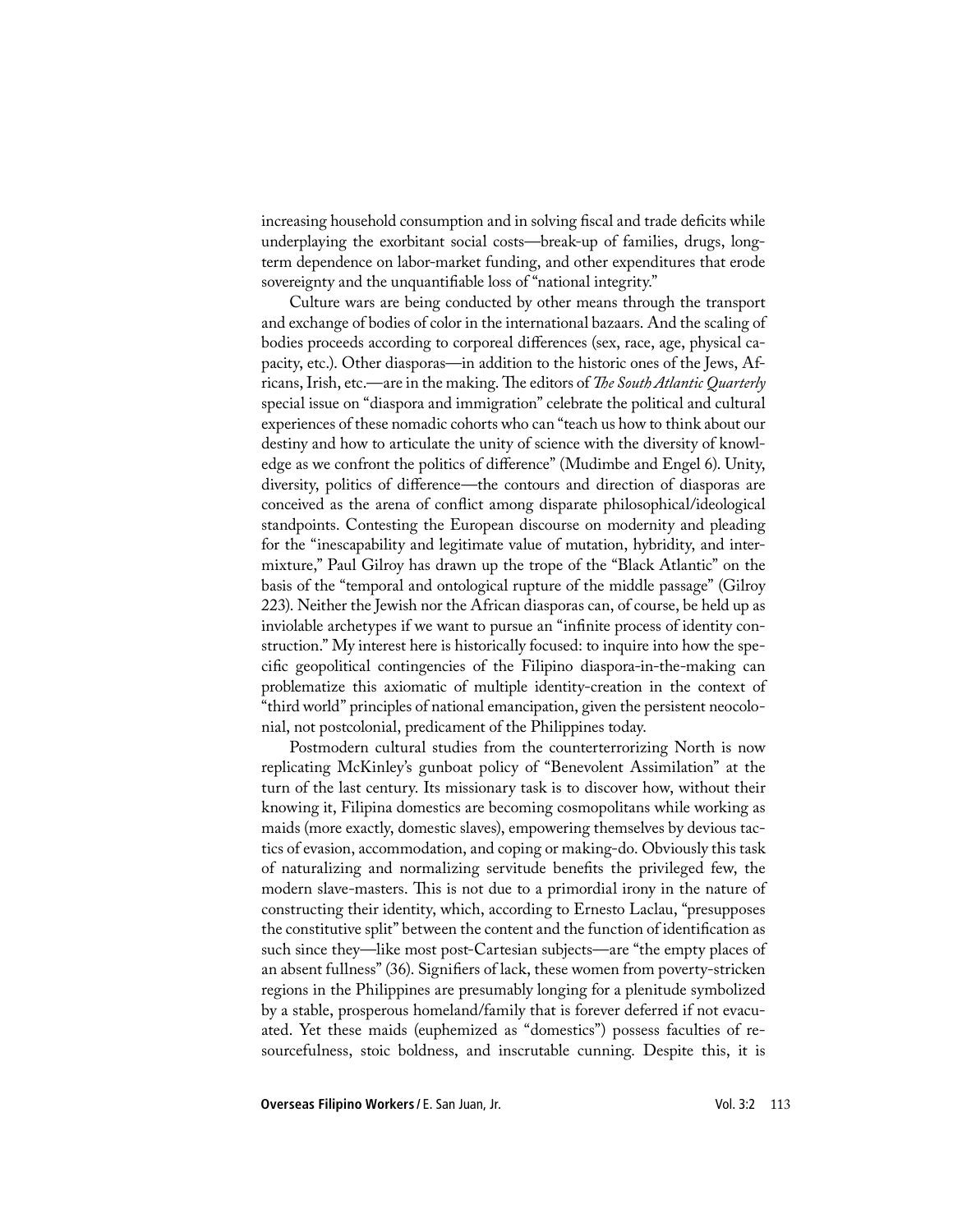increasing household consumption and in solving fiscal and trade deficits while underplaying the exorbitant social costs—break-up of families, drugs, long-term dependence on labor-market funding, and other expenditures that erode sovereignty and the unquantifiable loss of "national integrity."

Culture wars are being conducted by other means through the transport and exchange of bodies of color in the international bazaars. And the scaling of bodies proceeds according to corporeal differences (sex, race, age, physical capacity, etc.). Other diasporas—in addition to the historic ones of the Jews, Africans, Irish, etc.—are in the making. The editors of *The South Atlantic Quarterly* special issue on "diaspora and immigration" celebrate the political and cultural experiences of these nomadic cohorts who can "teach us how to think about our destiny and how to articulate the unity of science with the diversity of knowledge as we confront the politics of difference" (Mudimbe and Engel 6). Unity, diversity, politics of difference—the contours and direction of diasporas are conceived as the arena of conflict among disparate philosophical/ideological standpoints. Contesting the European discourse on modernity and pleading for the "inescapability and legitimate value of mutation, hybridity, and intermixture," Paul Gilroy has drawn up the trope of the "Black Atlantic" on the basis of the "temporal and ontological rupture of the middle passage" (Gilroy 223). Neither the Jewish nor the African diasporas can, of course, be held up as inviolable archetypes if we want to pursue an "infinite process of identity construction." My interest here is historically focused: to inquire into how the specific geopolitical contingencies of the Filipino diaspora-in-the-making can problematize this axiomatic of multiple identity-creation in the context of "third world" principles of national emancipation, given the persistent neocolonial, not postcolonial, predicament of the Philippines today.

Postmodern cultural studies from the counterterrorizing North is now replicating McKinley's gunboat policy of "Benevolent Assimilation" at the turn of the last century. Its missionary task is to discover how, without their knowing it, Filipina domestics are becoming cosmopolitans while working as maids (more exactly, domestic slaves), empowering themselves by devious tactics of evasion, accommodation, and coping or making-do. Obviously this task of naturalizing and normalizing servitude benefits the privileged few, the modern slave-masters. This is not due to a primordial irony in the nature of constructing their identity, which, according to Ernesto Laclau, "presupposes the constitutive split" between the content and the function of identification as such since they—like most post-Cartesian subjects—are "the empty places of an absent fullness" (36). Signifiers of lack, these women from poverty-stricken regions in the Philippines are presumably longing for a plenitude symbolized by a stable, prosperous homeland/family that is forever deferred if not evacuated. Yet these maids (euphemized as "domestics") possess faculties of resourcefulness, stoic boldness, and inscrutable cunning. Despite this, it is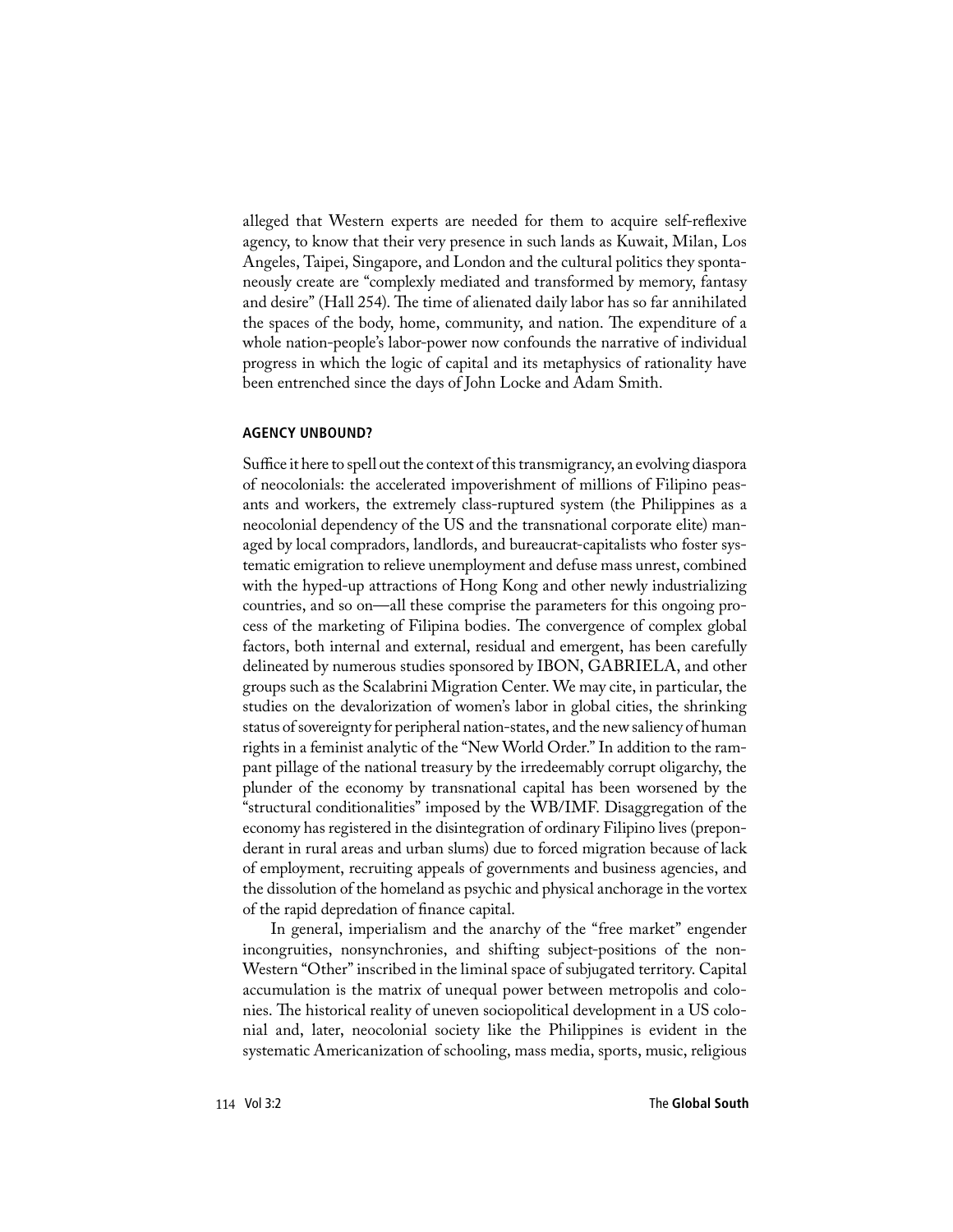alleged that Western experts are needed for them to acquire self-reflexive agency, to know that their very presence in such lands as Kuwait, Milan, Los Angeles, Taipei, Singapore, and London and the cultural politics they spontaneously create are "complexly mediated and transformed by memory, fantasy and desire" (Hall 254). The time of alienated daily labor has so far annihilated the spaces of the body, home, community, and nation. The expenditure of a whole nation-people's labor-power now confounds the narrative of individual progress in which the logic of capital and its metaphysics of rationality have been entrenched since the days of John Locke and Adam Smith.

## AGENCY UNBOUND?

Suffice it here to spell out the context of this transmigrancy, an evolving diaspora of neocolonials: the accelerated impoverishment of millions of Filipino peasants and workers, the extremely class-ruptured system (the Philippines as a neocolonial dependency of the US and the transnational corporate elite) managed by local compradors, landlords, and bureaucrat-capitalists who foster systematic emigration to relieve unemployment and defuse mass unrest, combined with the hyped-up attractions of Hong Kong and other newly industrializing countries, and so on—all these comprise the parameters for this ongoing process of the marketing of Filipina bodies. The convergence of complex global factors, both internal and external, residual and emergent, has been carefully delineated by numerous studies sponsored by IBON, GABRIELA, and other groups such as the Scalabrini Migration Center. We may cite, in particular, the studies on the devalorization of women's labor in global cities, the shrinking status of sovereignty for peripheral nation-states, and the new saliency of human rights in a feminist analytic of the "New World Order." In addition to the rampant pillage of the national treasury by the irredeemably corrupt oligarchy, the plunder of the economy by transnational capital has been worsened by the "structural conditionalities" imposed by the WB/IMF. Disaggregation of the economy has registered in the disintegration of ordinary Filipino lives (preponderant in rural areas and urban slums) due to forced migration because of lack of employment, recruiting appeals of governments and business agencies, and the dissolution of the homeland as psychic and physical anchorage in the vortex of the rapid depredation of finance capital.

In general, imperialism and the anarchy of the "free market" engender incongruities, nonsynchronies, and shifting subject-positions of the non-Western "Other" inscribed in the liminal space of subjugated territory. Capital accumulation is the matrix of unequal power between metropolis and colonies. The historical reality of uneven sociopolitical development in a US colonial and, later, neocolonial society like the Philippines is evident in the systematic Americanization of schooling, mass media, sports, music, religious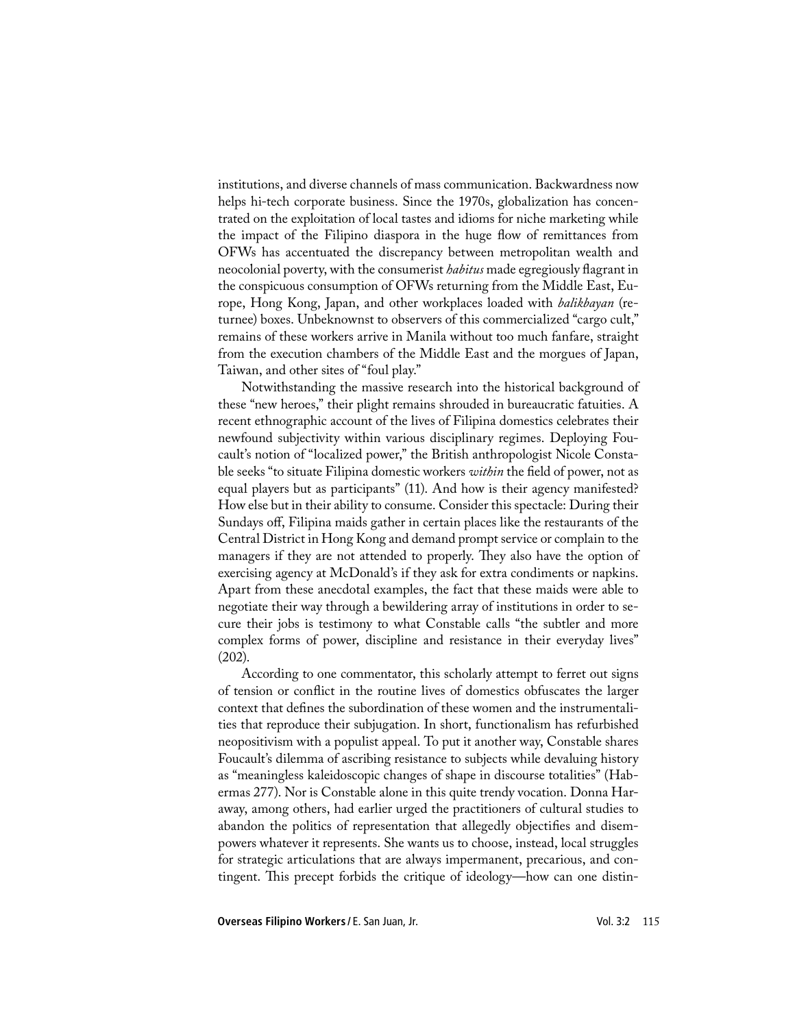institutions, and diverse channels of mass communication. Backwardness now helps hi-tech corporate business. Since the 1970s, globalization has concentrated on the exploitation of local tastes and idioms for niche marketing while the impact of the Filipino diaspora in the huge flow of remittances from OFWs has accentuated the discrepancy between metropolitan wealth and neocolonial poverty, with the consumerist *habitus* made egregiously flagrant in the conspicuous consumption of OFWs returning from the Middle East, Europe, Hong Kong, Japan, and other workplaces loaded with *balikbayan* (returnee) boxes. Unbeknownst to observers of this commercialized "cargo cult," remains of these workers arrive in Manila without too much fanfare, straight from the execution chambers of the Middle East and the morgues of Japan, Taiwan, and other sites of "foul play."

Notwithstanding the massive research into the historical background of these "new heroes," their plight remains shrouded in bureaucratic fatuities. A recent ethnographic account of the lives of Filipina domestics celebrates their newfound subjectivity within various disciplinary regimes. Deploying Foucault's notion of "localized power," the British anthropologist Nicole Constable seeks "to situate Filipina domestic workers *within* the field of power, not as equal players but as participants" (11). And how is their agency manifested? How else but in their ability to consume. Consider this spectacle: During their Sundays off, Filipina maids gather in certain places like the restaurants of the Central District in Hong Kong and demand prompt service or complain to the managers if they are not attended to properly. They also have the option of exercising agency at McDonald's if they ask for extra condiments or napkins. Apart from these anecdotal examples, the fact that these maids were able to negotiate their way through a bewildering array of institutions in order to secure their jobs is testimony to what Constable calls "the subtler and more complex forms of power, discipline and resistance in their everyday lives" (202).

According to one commentator, this scholarly attempt to ferret out signs of tension or conflict in the routine lives of domestics obfuscates the larger context that defines the subordination of these women and the instrumentalities that reproduce their subjugation. In short, functionalism has refurbished neopositivism with a populist appeal. To put it another way, Constable shares Foucault's dilemma of ascribing resistance to subjects while devaluing history as "meaningless kaleidoscopic changes of shape in discourse totalities" (Habermas 277). Nor is Constable alone in this quite trendy vocation. Donna Haraway, among others, had earlier urged the practitioners of cultural studies to abandon the politics of representation that allegedly objectifies and disempowers whatever it represents. She wants us to choose, instead, local struggles for strategic articulations that are always impermanent, precarious, and contingent. This precept forbids the critique of ideology—how can one distin-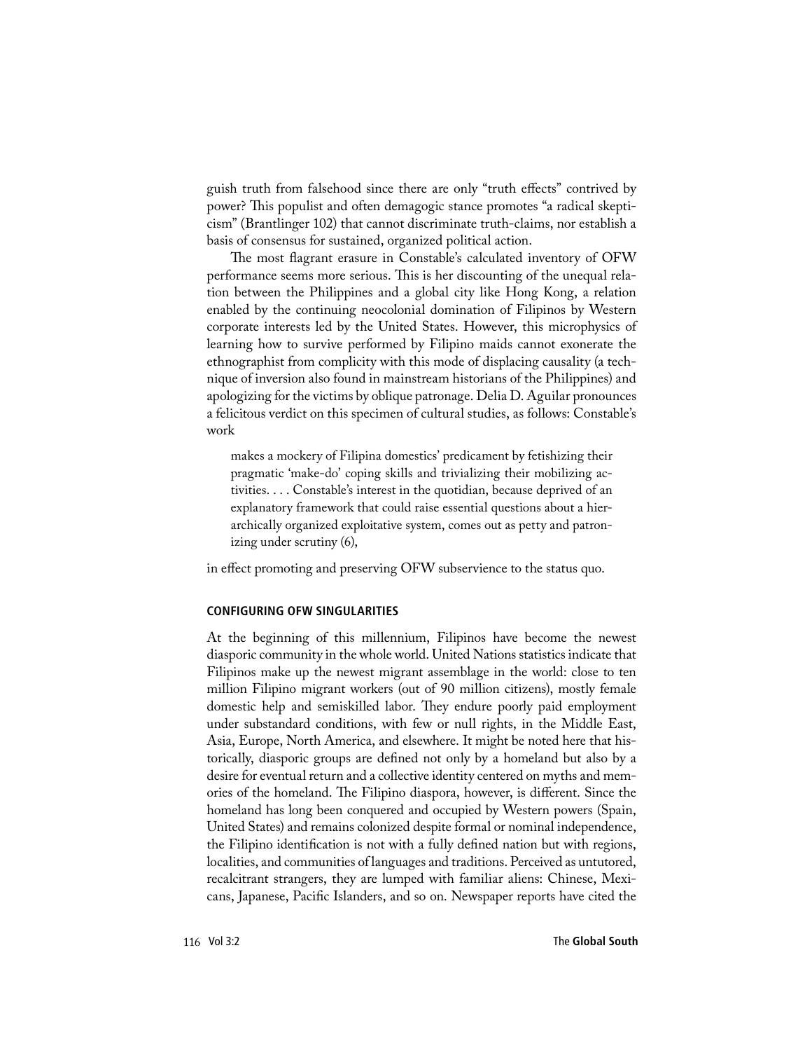guish truth from falsehood since there are only "truth effects" contrived by power? This populist and often demagogic stance promotes "a radical skepticism" (Brantlinger 102) that cannot discriminate truth-claims, nor establish a basis of consensus for sustained, organized political action.

The most flagrant erasure in Constable's calculated inventory of OFW performance seems more serious. This is her discounting of the unequal relation between the Philippines and a global city like Hong Kong, a relation enabled by the continuing neocolonial domination of Filipinos by Western corporate interests led by the United States. However, this microphysics of learning how to survive performed by Filipino maids cannot exonerate the ethnographist from complicity with this mode of displacing causality (a technique of inversion also found in mainstream historians of the Philippines) and apologizing for the victims by oblique patronage. Delia D. Aguilar pronounces a felicitous verdict on this specimen of cultural studies, as follows: Constable's work

> makes a mockery of Filipina domestics' predicament by fetishizing their pragmatic 'make-do' coping skills and trivializing their mobilizing activities. . . . Constable's interest in the quotidian, because deprived of an explanatory framework that could raise essential questions about a hierarchically organized exploitative system, comes out as petty and patronizing under scrutiny (6),

in effect promoting and preserving OFW subservience to the status quo.

### CONFIGURING OFW SINGULARITIES

At the beginning of this millennium, Filipinos have become the newest diasporic community in the whole world. United Nations statistics indicate that Filipinos make up the newest migrant assemblage in the world: close to ten million Filipino migrant workers (out of 90 million citizens), mostly female domestic help and semiskilled labor. They endure poorly paid employment under substandard conditions, with few or null rights, in the Middle East, Asia, Europe, North America, and elsewhere. It might be noted here that historically, diasporic groups are defined not only by a homeland but also by a desire for eventual return and a collective identity centered on myths and memories of the homeland. The Filipino diaspora, however, is different. Since the homeland has long been conquered and occupied by Western powers (Spain, United States) and remains colonized despite formal or nominal independence, the Filipino identification is not with a fully defined nation but with regions, localities, and communities of languages and traditions. Perceived as untutored, recalcitrant strangers, they are lumped with familiar aliens: Chinese, Mexicans, Japanese, Pacific Islanders, and so on. Newspaper reports have cited the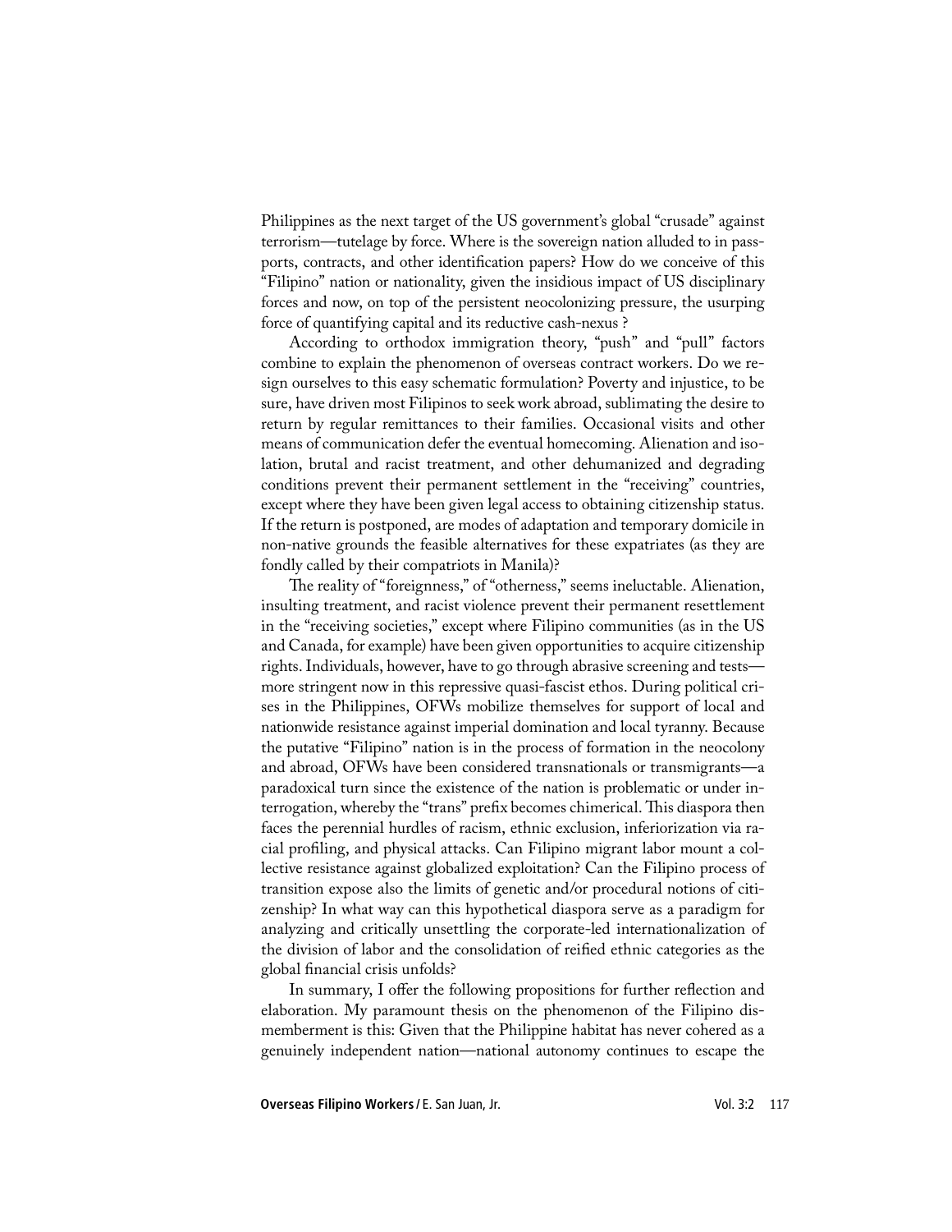Philippines as the next target of the US government's global "crusade" against terrorism—tutelage by force. Where is the sovereign nation alluded to in passports, contracts, and other identification papers? How do we conceive of this "Filipino" nation or nationality, given the insidious impact of US disciplinary forces and now, on top of the persistent neocolonizing pressure, the usurping force of quantifying capital and its reductive cash-nexus ?

According to orthodox immigration theory, "push" and "pull" factors combine to explain the phenomenon of overseas contract workers. Do we resign ourselves to this easy schematic formulation? Poverty and injustice, to be sure, have driven most Filipinos to seek work abroad, sublimating the desire to return by regular remittances to their families. Occasional visits and other means of communication defer the eventual homecoming. Alienation and isolation, brutal and racist treatment, and other dehumanized and degrading conditions prevent their permanent settlement in the "receiving" countries, except where they have been given legal access to obtaining citizenship status. If the return is postponed, are modes of adaptation and temporary domicile in non-native grounds the feasible alternatives for these expatriates (as they are fondly called by their compatriots in Manila)?

The reality of "foreignness," of "otherness," seems ineluctable. Alienation, insulting treatment, and racist violence prevent their permanent resettlement in the "receiving societies," except where Filipino communities (as in the US and Canada, for example) have been given opportunities to acquire citizenship rights. Individuals, however, have to go through abrasive screening and tests—more stringent now in this repressive quasi-fascist ethos. During political crises in the Philippines, OFWs mobilize themselves for support of local and nationwide resistance against imperial domination and local tyranny. Because the putative "Filipino" nation is in the process of formation in the neocolony and abroad, OFWs have been considered transnationals or transmigrants—a paradoxical turn since the existence of the nation is problematic or under interrogation, whereby the "trans" prefix becomes chimerical. This diaspora then faces the perennial hurdles of racism, ethnic exclusion, inferiorization via racial profiling, and physical attacks. Can Filipino migrant labor mount a collective resistance against globalized exploitation? Can the Filipino process of transition expose also the limits of genetic and/or procedural notions of citizenship? In what way can this hypothetical diaspora serve as a paradigm for analyzing and critically unsettling the corporate-led internationalization of the division of labor and the consolidation of reified ethnic categories as the global financial crisis unfolds?

In summary, I offer the following propositions for further reflection and elaboration. My paramount thesis on the phenomenon of the Filipino dismemberment is this: Given that the Philippine habitat has never cohered as a genuinely independent nation—national autonomy continues to escape the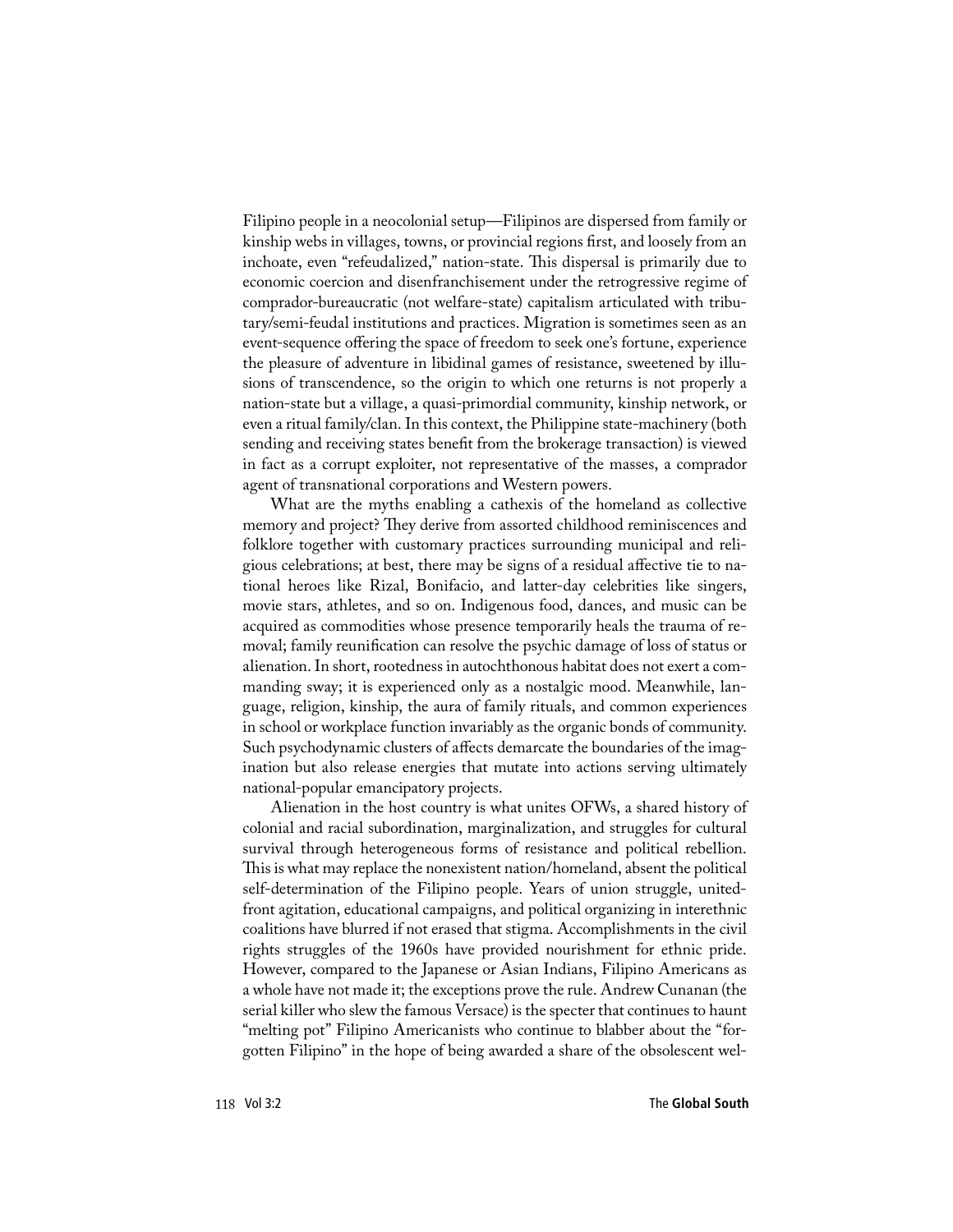Filipino people in a neocolonial setup—Filipinos are dispersed from family or kinship webs in villages, towns, or provincial regions first, and loosely from an inchoate, even "refeudalized," nation-state. This dispersal is primarily due to economic coercion and disenfranchisement under the retrogressive regime of comprador-bureaucratic (not welfare-state) capitalism articulated with tributary/semi-feudal institutions and practices. Migration is sometimes seen as an event-sequence offering the space of freedom to seek one's fortune, experience the pleasure of adventure in libidinal games of resistance, sweetened by illusions of transcendence, so the origin to which one returns is not properly a nation-state but a village, a quasi-primordial community, kinship network, or even a ritual family/clan. In this context, the Philippine state-machinery (both sending and receiving states benefit from the brokerage transaction) is viewed in fact as a corrupt exploiter, not representative of the masses, a comprador agent of transnational corporations and Western powers.

What are the myths enabling a cathexis of the homeland as collective memory and project? They derive from assorted childhood reminiscences and folklore together with customary practices surrounding municipal and religious celebrations; at best, there may be signs of a residual affective tie to national heroes like Rizal, Bonifacio, and latter-day celebrities like singers, movie stars, athletes, and so on. Indigenous food, dances, and music can be acquired as commodities whose presence temporarily heals the trauma of removal; family reunification can resolve the psychic damage of loss of status or alienation. In short, rootedness in autochthonous habitat does not exert a commanding sway; it is experienced only as a nostalgic mood. Meanwhile, language, religion, kinship, the aura of family rituals, and common experiences in school or workplace function invariably as the organic bonds of community. Such psychodynamic clusters of affects demarcate the boundaries of the imagination but also release energies that mutate into actions serving ultimately national-popular emancipatory projects.

Alienation in the host country is what unites OFWs, a shared history of colonial and racial subordination, marginalization, and struggles for cultural survival through heterogeneous forms of resistance and political rebellion. This is what may replace the nonexistent nation/homeland, absent the political self-determination of the Filipino people. Years of union struggle, united-front agitation, educational campaigns, and political organizing in interethnic coalitions have blurred if not erased that stigma. Accomplishments in the civil rights struggles of the 1960s have provided nourishment for ethnic pride. However, compared to the Japanese or Asian Indians, Filipino Americans as a whole have not made it; the exceptions prove the rule. Andrew Cunanan (the serial killer who slew the famous Versace) is the specter that continues to haunt "melting pot" Filipino Americanists who continue to blabber about the "forgotten Filipino" in the hope of being awarded a share of the obsolescent wel-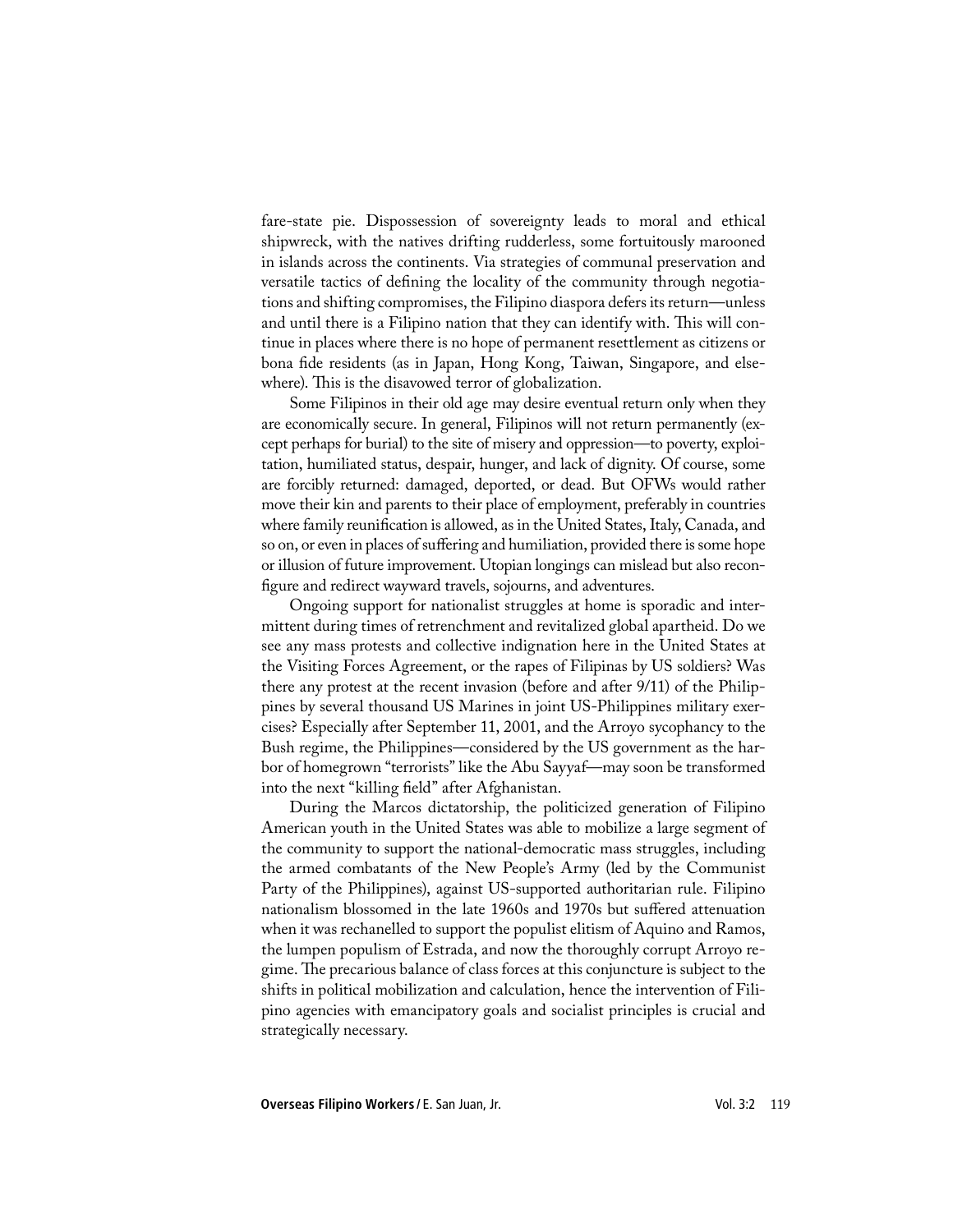fare-state pie. Dispossession of sovereignty leads to moral and ethical shipwreck, with the natives drifting rudderless, some fortuitously marooned in islands across the continents. Via strategies of communal preservation and versatile tactics of defining the locality of the community through negotiations and shifting compromises, the Filipino diaspora defers its return—unless and until there is a Filipino nation that they can identify with. This will continue in places where there is no hope of permanent resettlement as citizens or bona fide residents (as in Japan, Hong Kong, Taiwan, Singapore, and elsewhere). This is the disavowed terror of globalization.

Some Filipinos in their old age may desire eventual return only when they are economically secure. In general, Filipinos will not return permanently (except perhaps for burial) to the site of misery and oppression—to poverty, exploitation, humiliated status, despair, hunger, and lack of dignity. Of course, some are forcibly returned: damaged, deported, or dead. But OFWs would rather move their kin and parents to their place of employment, preferably in countries where family reunification is allowed, as in the United States, Italy, Canada, and so on, or even in places of suffering and humiliation, provided there is some hope or illusion of future improvement. Utopian longings can mislead but also reconfigure and redirect wayward travels, sojourns, and adventures.

Ongoing support for nationalist struggles at home is sporadic and intermittent during times of retrenchment and revitalized global apartheid. Do we see any mass protests and collective indignation here in the United States at the Visiting Forces Agreement, or the rapes of Filipinas by US soldiers? Was there any protest at the recent invasion (before and after 9/11) of the Philippines by several thousand US Marines in joint US-Philippines military exercises? Especially after September 11, 2001, and the Arroyo sycophancy to the Bush regime, the Philippines—considered by the US government as the harbor of homegrown "terrorists" like the Abu Sayyaf—may soon be transformed into the next "killing field" after Afghanistan.

During the Marcos dictatorship, the politicized generation of Filipino American youth in the United States was able to mobilize a large segment of the community to support the national-democratic mass struggles, including the armed combatants of the New People's Army (led by the Communist Party of the Philippines), against US-supported authoritarian rule. Filipino nationalism blossomed in the late 1960s and 1970s but suffered attenuation when it was rechanelled to support the populist elitism of Aquino and Ramos, the lumpen populism of Estrada, and now the thoroughly corrupt Arroyo regime. The precarious balance of class forces at this conjuncture is subject to the shifts in political mobilization and calculation, hence the intervention of Filipino agencies with emancipatory goals and socialist principles is crucial and strategically necessary.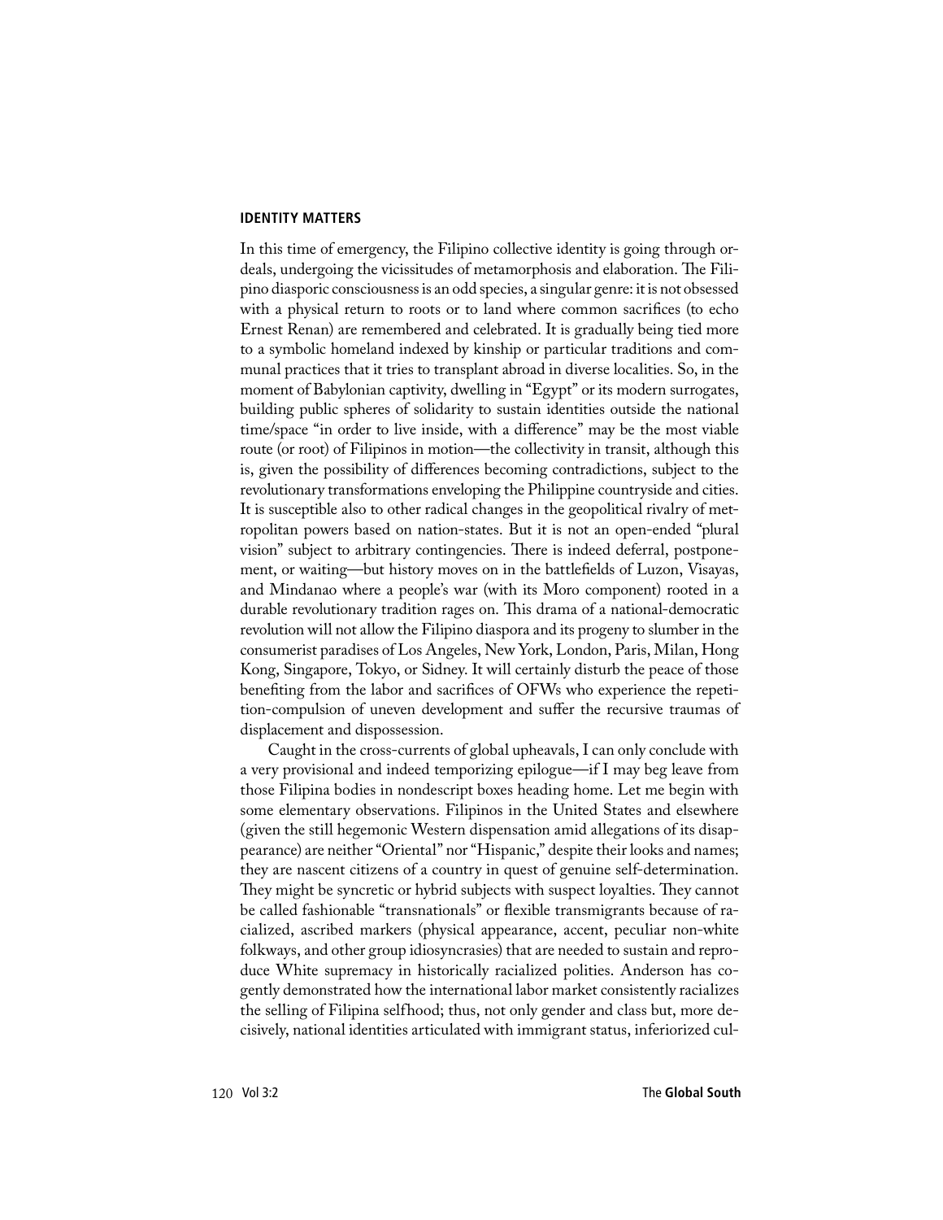## IDENTITY MATTERS

In this time of emergency, the Filipino collective identity is going through ordeals, undergoing the vicissitudes of metamorphosis and elaboration. The Filipino diasporic consciousness is an odd species, a singular genre: it is not obsessed with a physical return to roots or to land where common sacrifices (to echo Ernest Renan) are remembered and celebrated. It is gradually being tied more to a symbolic homeland indexed by kinship or particular traditions and communal practices that it tries to transplant abroad in diverse localities. So, in the moment of Babylonian captivity, dwelling in "Egypt" or its modern surrogates, building public spheres of solidarity to sustain identities outside the national time/space "in order to live inside, with a difference" may be the most viable route (or root) of Filipinos in motion—the collectivity in transit, although this is, given the possibility of differences becoming contradictions, subject to the revolutionary transformations enveloping the Philippine countryside and cities. It is susceptible also to other radical changes in the geopolitical rivalry of metropolitan powers based on nation-states. But it is not an open-ended "plural vision" subject to arbitrary contingencies. There is indeed deferral, postponement, or waiting—but history moves on in the battlefields of Luzon, Visayas, and Mindanao where a people's war (with its Moro component) rooted in a durable revolutionary tradition rages on. This drama of a national-democratic revolution will not allow the Filipino diaspora and its progeny to slumber in the consumerist paradises of Los Angeles, New York, London, Paris, Milan, Hong Kong, Singapore, Tokyo, or Sidney. It will certainly disturb the peace of those benefiting from the labor and sacrifices of OFWs who experience the repetition-compulsion of uneven development and suffer the recursive traumas of displacement and dispossession.

Caught in the cross-currents of global upheavals, I can only conclude with a very provisional and indeed temporizing epilogue—if I may beg leave from those Filipina bodies in nondescript boxes heading home. Let me begin with some elementary observations. Filipinos in the United States and elsewhere (given the still hegemonic Western dispensation amid allegations of its disappearance) are neither "Oriental" nor "Hispanic," despite their looks and names; they are nascent citizens of a country in quest of genuine self-determination. They might be syncretic or hybrid subjects with suspect loyalties. They cannot be called fashionable "transnationals" or flexible transmigrants because of racialized, ascribed markers (physical appearance, accent, peculiar non-white folkways, and other group idiosyncrasies) that are needed to sustain and reproduce White supremacy in historically racialized polities. Anderson has cogently demonstrated how the international labor market consistently racializes the selling of Filipina selfhood; thus, not only gender and class but, more decisively, national identities articulated with immigrant status, inferiorized cul-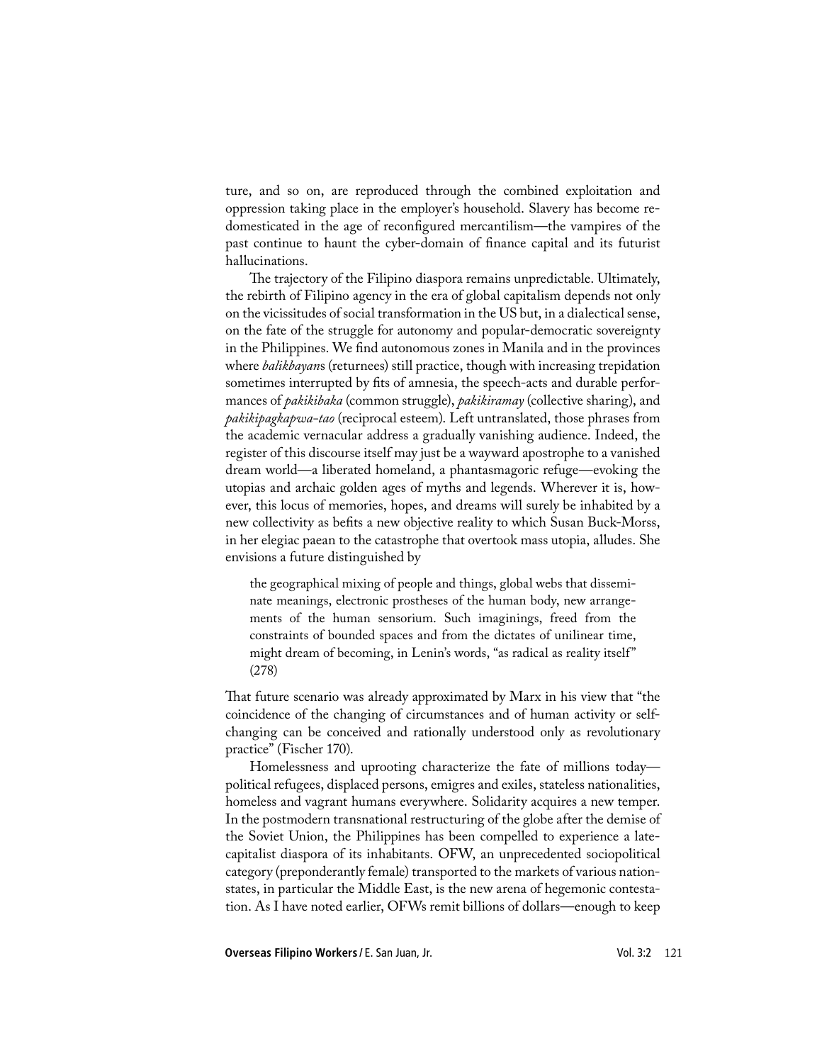ture, and so on, are reproduced through the combined exploitation and oppression taking place in the employer's household. Slavery has become re-domesticated in the age of reconfigured mercantilism—the vampires of the past continue to haunt the cyber-domain of finance capital and its futurist hallucinations.

The trajectory of the Filipino diaspora remains unpredictable. Ultimately, the rebirth of Filipino agency in the era of global capitalism depends not only on the vicissitudes of social transformation in the US but, in a dialectical sense, on the fate of the struggle for autonomy and popular-democratic sovereignty in the Philippines. We find autonomous zones in Manila and in the provinces where *balikbayan*s (returnees) still practice, though with increasing trepidation sometimes interrupted by fits of amnesia, the speech-acts and durable performances of *pakikibaka* (common struggle), *pakikiramay* (collective sharing), and *pakikipagkapwa-tao* (reciprocal esteem). Left untranslated, those phrases from the academic vernacular address a gradually vanishing audience. Indeed, the register of this discourse itself may just be a wayward apostrophe to a vanished dream world—a liberated homeland, a phantasmagoric refuge—evoking the utopias and archaic golden ages of myths and legends. Wherever it is, however, this locus of memories, hopes, and dreams will surely be inhabited by a new collectivity as befits a new objective reality to which Susan Buck-Morss, in her elegiac paean to the catastrophe that overtook mass utopia, alludes. She envisions a future distinguished by

> the geographical mixing of people and things, global webs that disseminate meanings, electronic prostheses of the human body, new arrangements of the human sensorium. Such imaginings, freed from the constraints of bounded spaces and from the dictates of unilinear time, might dream of becoming, in Lenin's words, "as radical as reality itself" (278)

That future scenario was already approximated by Marx in his view that "the coincidence of the changing of circumstances and of human activity or self-changing can be conceived and rationally understood only as revolutionary practice" (Fischer 170).

Homelessness and uprooting characterize the fate of millions today—political refugees, displaced persons, emigres and exiles, stateless nationalities, homeless and vagrant humans everywhere. Solidarity acquires a new temper. In the postmodern transnational restructuring of the globe after the demise of the Soviet Union, the Philippines has been compelled to experience a late-capitalist diaspora of its inhabitants. OFW, an unprecedented sociopolitical category (preponderantly female) transported to the markets of various nation-states, in particular the Middle East, is the new arena of hegemonic contestation. As I have noted earlier, OFWs remit billions of dollars—enough to keep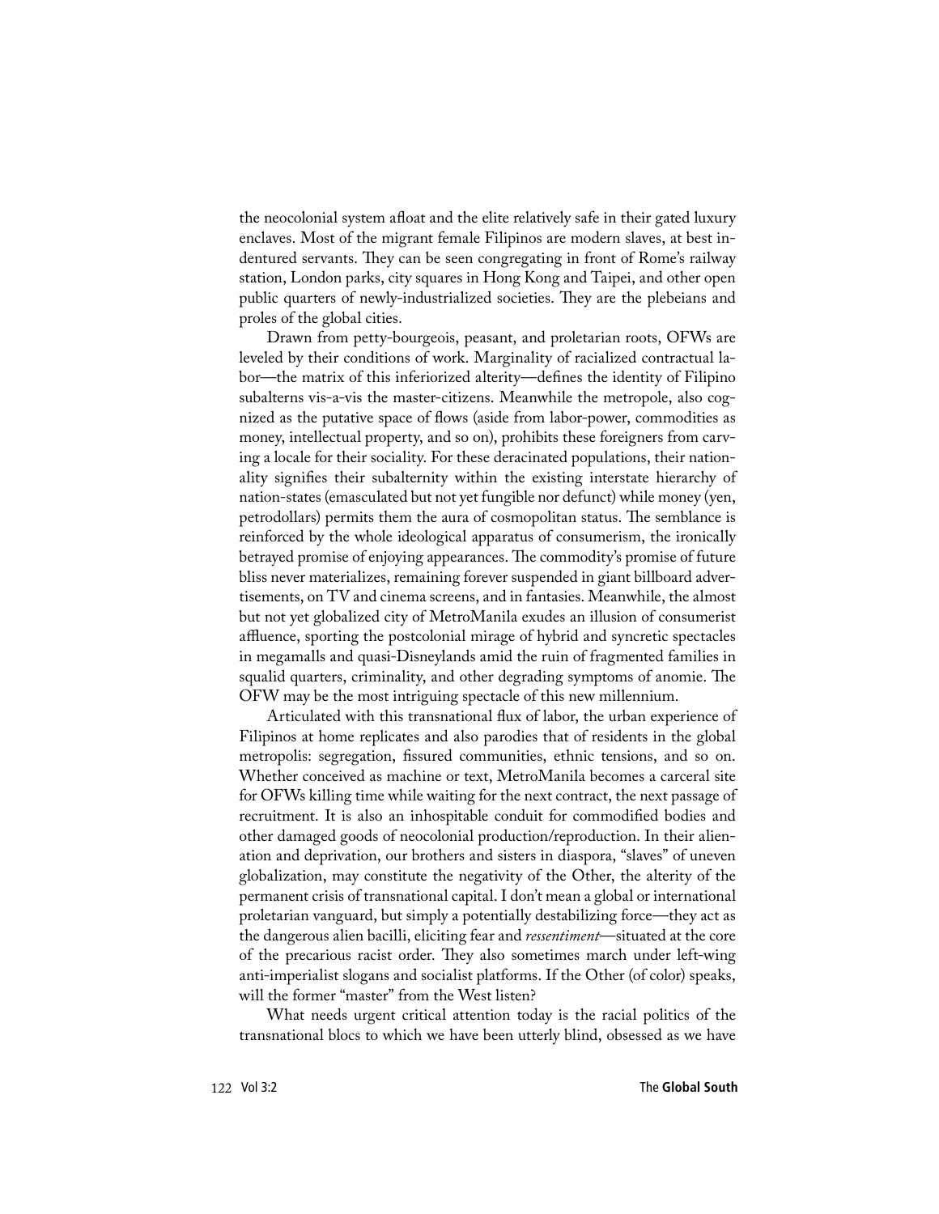the neocolonial system afloat and the elite relatively safe in their gated luxury enclaves. Most of the migrant female Filipinos are modern slaves, at best indentured servants. They can be seen congregating in front of Rome's railway station, London parks, city squares in Hong Kong and Taipei, and other open public quarters of newly-industrialized societies. They are the plebeians and proles of the global cities.

Drawn from petty-bourgeois, peasant, and proletarian roots, OFWs are leveled by their conditions of work. Marginality of racialized contractual labor—the matrix of this inferiorized alterity—defines the identity of Filipino subalterns vis-a-vis the master-citizens. Meanwhile the metropole, also cognized as the putative space of flows (aside from labor-power, commodities as money, intellectual property, and so on), prohibits these foreigners from carving a locale for their sociality. For these deracinated populations, their nationality signifies their subalternity within the existing interstate hierarchy of nation-states (emasculated but not yet fungible nor defunct) while money (yen, petrodollars) permits them the aura of cosmopolitan status. The semblance is reinforced by the whole ideological apparatus of consumerism, the ironically betrayed promise of enjoying appearances. The commodity's promise of future bliss never materializes, remaining forever suspended in giant billboard advertisements, on TV and cinema screens, and in fantasies. Meanwhile, the almost but not yet globalized city of MetroManila exudes an illusion of consumerist affluence, sporting the postcolonial mirage of hybrid and syncretic spectacles in megamalls and quasi-Disneylands amid the ruin of fragmented families in squalid quarters, criminality, and other degrading symptoms of anomie. The OFW may be the most intriguing spectacle of this new millennium.

Articulated with this transnational flux of labor, the urban experience of Filipinos at home replicates and also parodies that of residents in the global metropolis: segregation, fissured communities, ethnic tensions, and so on. Whether conceived as machine or text, MetroManila becomes a carceral site for OFWs killing time while waiting for the next contract, the next passage of recruitment. It is also an inhospitable conduit for commodified bodies and other damaged goods of neocolonial production/reproduction. In their alienation and deprivation, our brothers and sisters in diaspora, "slaves" of uneven globalization, may constitute the negativity of the Other, the alterity of the permanent crisis of transnational capital. I don't mean a global or international proletarian vanguard, but simply a potentially destabilizing force—they act as the dangerous alien bacilli, eliciting fear and *ressentiment*—situated at the core of the precarious racist order. They also sometimes march under left-wing anti-imperialist slogans and socialist platforms. If the Other (of color) speaks, will the former "master" from the West listen?

What needs urgent critical attention today is the racial politics of the transnational blocs to which we have been utterly blind, obsessed as we have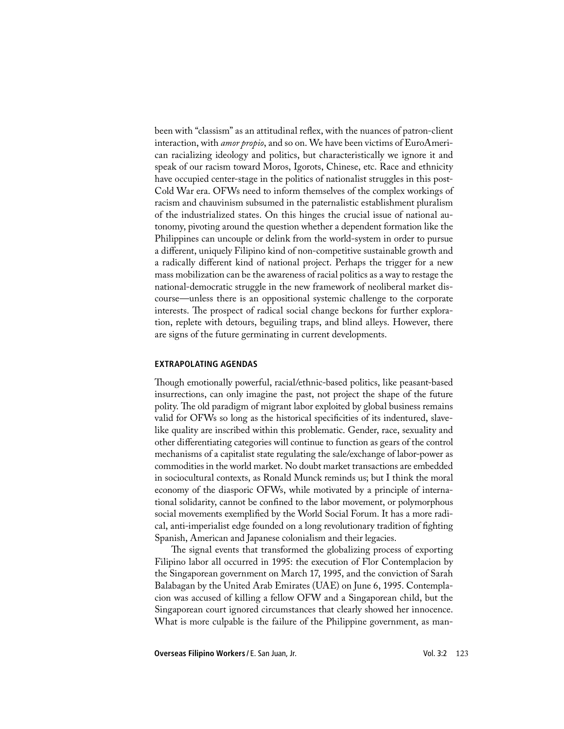been with "classism" as an attitudinal reflex, with the nuances of patron-client interaction, with *amor propio*, and so on. We have been victims of EuroAmerican racializing ideology and politics, but characteristically we ignore it and speak of our racism toward Moros, Igorots, Chinese, etc. Race and ethnicity have occupied center-stage in the politics of nationalist struggles in this post-Cold War era. OFWs need to inform themselves of the complex workings of racism and chauvinism subsumed in the paternalistic establishment pluralism of the industrialized states. On this hinges the crucial issue of national autonomy, pivoting around the question whether a dependent formation like the Philippines can uncouple or delink from the world-system in order to pursue a different, uniquely Filipino kind of non-competitive sustainable growth and a radically different kind of national project. Perhaps the trigger for a new mass mobilization can be the awareness of racial politics as a way to restage the national-democratic struggle in the new framework of neoliberal market discourse—unless there is an oppositional systemic challenge to the corporate interests. The prospect of radical social change beckons for further exploration, replete with detours, beguiling traps, and blind alleys. However, there are signs of the future germinating in current developments.

## EXTRAPOLATING AGENDAS

Though emotionally powerful, racial/ethnic-based politics, like peasant-based insurrections, can only imagine the past, not project the shape of the future polity. The old paradigm of migrant labor exploited by global business remains valid for OFWs so long as the historical specificities of its indentured, slave-like quality are inscribed within this problematic. Gender, race, sexuality and other differentiating categories will continue to function as gears of the control mechanisms of a capitalist state regulating the sale/exchange of labor-power as commodities in the world market. No doubt market transactions are embedded in sociocultural contexts, as Ronald Munck reminds us; but I think the moral economy of the diasporic OFWs, while motivated by a principle of international solidarity, cannot be confined to the labor movement, or polymorphous social movements exemplified by the World Social Forum. It has a more radical, anti-imperialist edge founded on a long revolutionary tradition of fighting Spanish, American and Japanese colonialism and their legacies.

The signal events that transformed the globalizing process of exporting Filipino labor all occurred in 1995: the execution of Flor Contemplacion by the Singaporean government on March 17, 1995, and the conviction of Sarah Balabagan by the United Arab Emirates (UAE) on June 6, 1995. Contemplacion was accused of killing a fellow OFW and a Singaporean child, but the Singaporean court ignored circumstances that clearly showed her innocence. What is more culpable is the failure of the Philippine government, as man-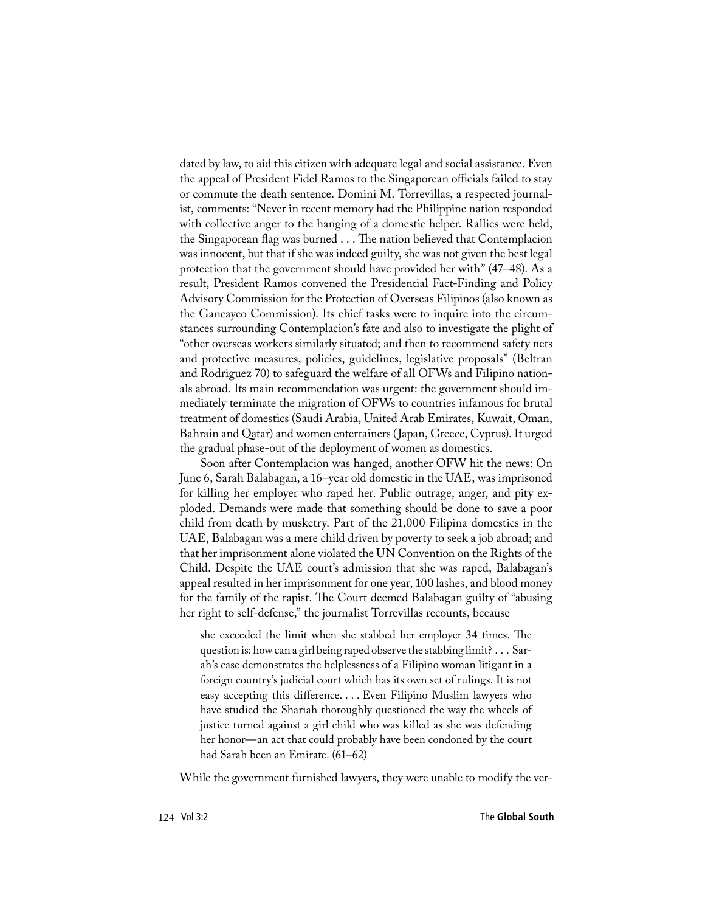dated by law, to aid this citizen with adequate legal and social assistance. Even the appeal of President Fidel Ramos to the Singaporean officials failed to stay or commute the death sentence. Domini M. Torrevillas, a respected journalist, comments: "Never in recent memory had the Philippine nation responded with collective anger to the hanging of a domestic helper. Rallies were held, the Singaporean flag was burned . . . The nation believed that Contemplacion was innocent, but that if she was indeed guilty, she was not given the best legal protection that the government should have provided her with" (47–48). As a result, President Ramos convened the Presidential Fact-Finding and Policy Advisory Commission for the Protection of Overseas Filipinos (also known as the Gancayco Commission). Its chief tasks were to inquire into the circumstances surrounding Contemplacion's fate and also to investigate the plight of "other overseas workers similarly situated; and then to recommend safety nets and protective measures, policies, guidelines, legislative proposals" (Beltran and Rodriguez 70) to safeguard the welfare of all OFWs and Filipino nationals abroad. Its main recommendation was urgent: the government should immediately terminate the migration of OFWs to countries infamous for brutal treatment of domestics (Saudi Arabia, United Arab Emirates, Kuwait, Oman, Bahrain and Qatar) and women entertainers (Japan, Greece, Cyprus). It urged the gradual phase-out of the deployment of women as domestics.

Soon after Contemplacion was hanged, another OFW hit the news: On June 6, Sarah Balabagan, a 16–year old domestic in the UAE, was imprisoned for killing her employer who raped her. Public outrage, anger, and pity exploded. Demands were made that something should be done to save a poor child from death by musketry. Part of the 21,000 Filipina domestics in the UAE, Balabagan was a mere child driven by poverty to seek a job abroad; and that her imprisonment alone violated the UN Convention on the Rights of the Child. Despite the UAE court's admission that she was raped, Balabagan's appeal resulted in her imprisonment for one year, 100 lashes, and blood money for the family of the rapist. The Court deemed Balabagan guilty of "abusing her right to self-defense," the journalist Torrevillas recounts, because

> she exceeded the limit when she stabbed her employer 34 times. The question is: how can a girl being raped observe the stabbing limit? . . . Sarah's case demonstrates the helplessness of a Filipino woman litigant in a foreign country's judicial court which has its own set of rulings. It is not easy accepting this difference. . . . Even Filipino Muslim lawyers who have studied the Shariah thoroughly questioned the way the wheels of justice turned against a girl child who was killed as she was defending her honor—an act that could probably have been condoned by the court had Sarah been an Emirate. (61–62)

While the government furnished lawyers, they were unable to modify the ver-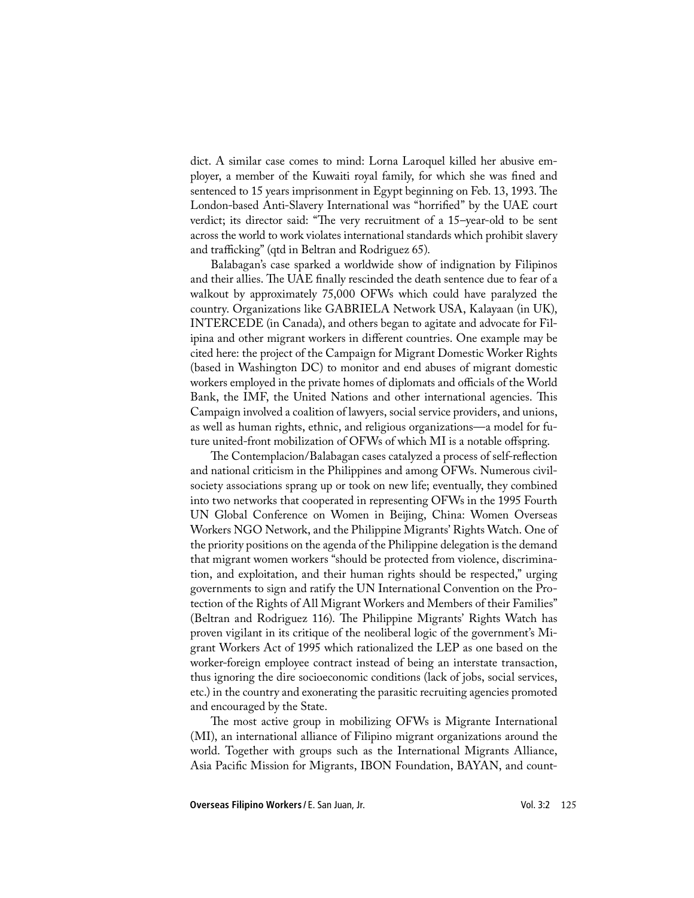dict. A similar case comes to mind: Lorna Laroquel killed her abusive employer, a member of the Kuwaiti royal family, for which she was fined and sentenced to 15 years imprisonment in Egypt beginning on Feb. 13, 1993. The London-based Anti-Slavery International was "horrified" by the UAE court verdict; its director said: "The very recruitment of a 15–year-old to be sent across the world to work violates international standards which prohibit slavery and trafficking" (qtd in Beltran and Rodriguez 65).

Balabagan's case sparked a worldwide show of indignation by Filipinos and their allies. The UAE finally rescinded the death sentence due to fear of a walkout by approximately 75,000 OFWs which could have paralyzed the country. Organizations like GABRIELA Network USA, Kalayaan (in UK), INTERCEDE (in Canada), and others began to agitate and advocate for Filipina and other migrant workers in different countries. One example may be cited here: the project of the Campaign for Migrant Domestic Worker Rights (based in Washington DC) to monitor and end abuses of migrant domestic workers employed in the private homes of diplomats and officials of the World Bank, the IMF, the United Nations and other international agencies. This Campaign involved a coalition of lawyers, social service providers, and unions, as well as human rights, ethnic, and religious organizations—a model for future united-front mobilization of OFWs of which MI is a notable offspring.

The Contemplacion/Balabagan cases catalyzed a process of self-reflection and national criticism in the Philippines and among OFWs. Numerous civil-society associations sprang up or took on new life; eventually, they combined into two networks that cooperated in representing OFWs in the 1995 Fourth UN Global Conference on Women in Beijing, China: Women Overseas Workers NGO Network, and the Philippine Migrants' Rights Watch. One of the priority positions on the agenda of the Philippine delegation is the demand that migrant women workers "should be protected from violence, discrimination, and exploitation, and their human rights should be respected," urging governments to sign and ratify the UN International Convention on the Protection of the Rights of All Migrant Workers and Members of their Families" (Beltran and Rodriguez 116). The Philippine Migrants' Rights Watch has proven vigilant in its critique of the neoliberal logic of the government's Migrant Workers Act of 1995 which rationalized the LEP as one based on the worker-foreign employee contract instead of being an interstate transaction, thus ignoring the dire socioeconomic conditions (lack of jobs, social services, etc.) in the country and exonerating the parasitic recruiting agencies promoted and encouraged by the State.

The most active group in mobilizing OFWs is Migrante International (MI), an international alliance of Filipino migrant organizations around the world. Together with groups such as the International Migrants Alliance, Asia Pacific Mission for Migrants, IBON Foundation, BAYAN, and count-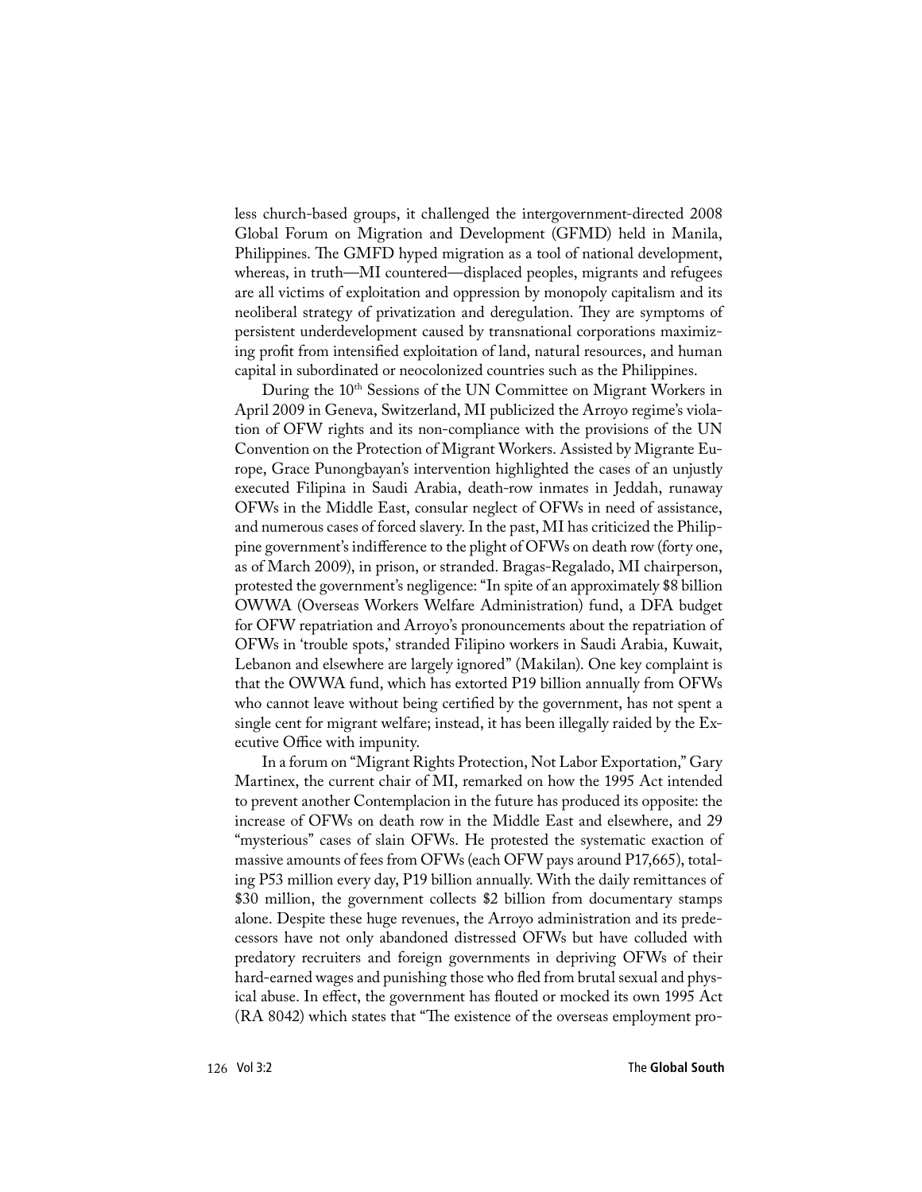less church-based groups, it challenged the intergovernment-directed 2008 Global Forum on Migration and Development (GFMD) held in Manila, Philippines. The GMFD hyped migration as a tool of national development, whereas, in truth—MI countered—displaced peoples, migrants and refugees are all victims of exploitation and oppression by monopoly capitalism and its neoliberal strategy of privatization and deregulation. They are symptoms of persistent underdevelopment caused by transnational corporations maximizing profit from intensified exploitation of land, natural resources, and human capital in subordinated or neocolonized countries such as the Philippines.

During the 10th Sessions of the UN Committee on Migrant Workers in April 2009 in Geneva, Switzerland, MI publicized the Arroyo regime's violation of OFW rights and its non-compliance with the provisions of the UN Convention on the Protection of Migrant Workers. Assisted by Migrante Europe, Grace Punongbayan's intervention highlighted the cases of an unjustly executed Filipina in Saudi Arabia, death-row inmates in Jeddah, runaway OFWs in the Middle East, consular neglect of OFWs in need of assistance, and numerous cases of forced slavery. In the past, MI has criticized the Philippine government's indifference to the plight of OFWs on death row (forty one, as of March 2009), in prison, or stranded. Bragas-Regalado, MI chairperson, protested the government's negligence: "In spite of an approximately $8 billion OWWA (Overseas Workers Welfare Administration) fund, a DFA budget for OFW repatriation and Arroyo's pronouncements about the repatriation of OFWs in 'trouble spots,' stranded Filipino workers in Saudi Arabia, Kuwait, Lebanon and elsewhere are largely ignored" (Makilan). One key complaint is that the OWWA fund, which has extorted P19 billion annually from OFWs who cannot leave without being certified by the government, has not spent a single cent for migrant welfare; instead, it has been illegally raided by the Executive Office with impunity.

In a forum on "Migrant Rights Protection, Not Labor Exportation," Gary Martinex, the current chair of MI, remarked on how the 1995 Act intended to prevent another Contemplacion in the future has produced its opposite: the increase of OFWs on death row in the Middle East and elsewhere, and 29 "mysterious" cases of slain OFWs. He protested the systematic exaction of massive amounts of fees from OFWs (each OFW pays around P17,665), totaling P53 million every day, P19 billion annually. With the daily remittances of $30 million, the government collects $2 billion from documentary stamps alone. Despite these huge revenues, the Arroyo administration and its predecessors have not only abandoned distressed OFWs but have colluded with predatory recruiters and foreign governments in depriving OFWs of their hard-earned wages and punishing those who fled from brutal sexual and physical abuse. In effect, the government has flouted or mocked its own 1995 Act (RA 8042) which states that "The existence of the overseas employment pro-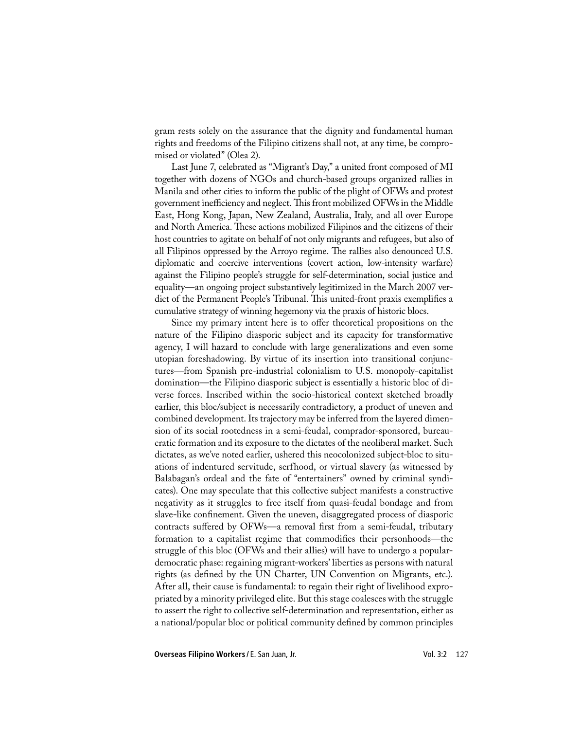gram rests solely on the assurance that the dignity and fundamental human rights and freedoms of the Filipino citizens shall not, at any time, be compromised or violated" (Olea 2).

Last June 7, celebrated as "Migrant's Day," a united front composed of MI together with dozens of NGOs and church-based groups organized rallies in Manila and other cities to inform the public of the plight of OFWs and protest government inefficiency and neglect. This front mobilized OFWs in the Middle East, Hong Kong, Japan, New Zealand, Australia, Italy, and all over Europe and North America. These actions mobilized Filipinos and the citizens of their host countries to agitate on behalf of not only migrants and refugees, but also of all Filipinos oppressed by the Arroyo regime. The rallies also denounced U.S. diplomatic and coercive interventions (covert action, low-intensity warfare) against the Filipino people's struggle for self-determination, social justice and equality—an ongoing project substantively legitimized in the March 2007 verdict of the Permanent People's Tribunal. This united-front praxis exemplifies a cumulative strategy of winning hegemony via the praxis of historic blocs.

Since my primary intent here is to offer theoretical propositions on the nature of the Filipino diasporic subject and its capacity for transformative agency, I will hazard to conclude with large generalizations and even some utopian foreshadowing. By virtue of its insertion into transitional conjunctures—from Spanish pre-industrial colonialism to U.S. monopoly-capitalist domination—the Filipino diasporic subject is essentially a historic bloc of diverse forces. Inscribed within the socio-historical context sketched broadly earlier, this bloc/subject is necessarily contradictory, a product of uneven and combined development. Its trajectory may be inferred from the layered dimension of its social rootedness in a semi-feudal, comprador-sponsored, bureaucratic formation and its exposure to the dictates of the neoliberal market. Such dictates, as we've noted earlier, ushered this neocolonized subject-bloc to situations of indentured servitude, serfhood, or virtual slavery (as witnessed by Balabagan's ordeal and the fate of "entertainers" owned by criminal syndicates). One may speculate that this collective subject manifests a constructive negativity as it struggles to free itself from quasi-feudal bondage and from slave-like confinement. Given the uneven, disaggregated process of diasporic contracts suffered by OFWs—a removal first from a semi-feudal, tributary formation to a capitalist regime that commodifies their personhoods—the struggle of this bloc (OFWs and their allies) will have to undergo a popular-democratic phase: regaining migrant-workers' liberties as persons with natural rights (as defined by the UN Charter, UN Convention on Migrants, etc.). After all, their cause is fundamental: to regain their right of livelihood expropriated by a minority privileged elite. But this stage coalesces with the struggle to assert the right to collective self-determination and representation, either as a national/popular bloc or political community defined by common principles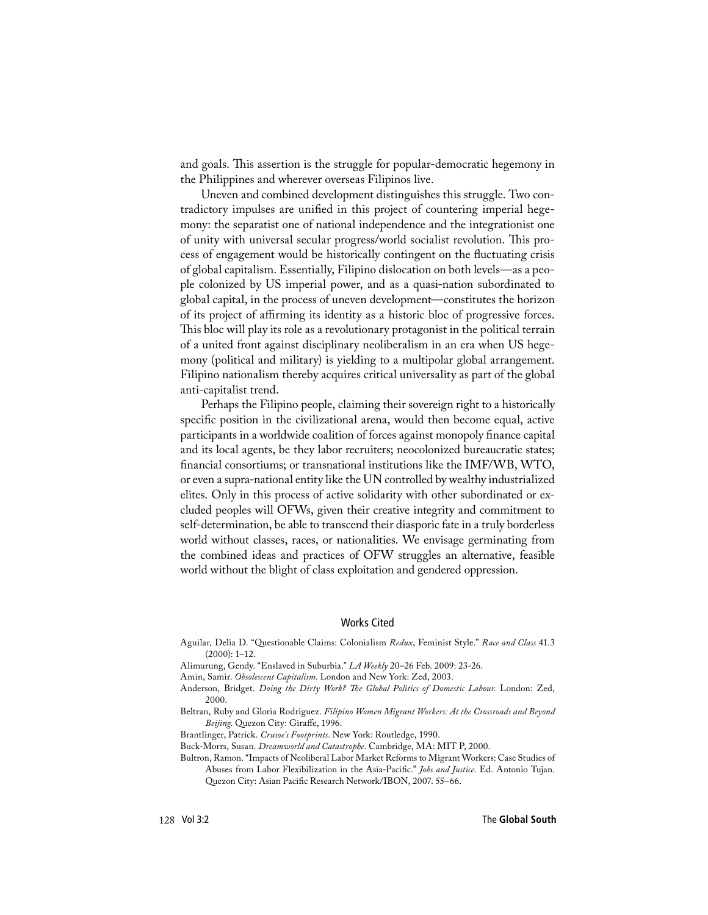and goals. This assertion is the struggle for popular-democratic hegemony in the Philippines and wherever overseas Filipinos live.

Uneven and combined development distinguishes this struggle. Two contradictory impulses are unified in this project of countering imperial hegemony: the separatist one of national independence and the integrationist one of unity with universal secular progress/world socialist revolution. This process of engagement would be historically contingent on the fluctuating crisis of global capitalism. Essentially, Filipino dislocation on both levels—as a people colonized by US imperial power, and as a quasi-nation subordinated to global capital, in the process of uneven development—constitutes the horizon of its project of affirming its identity as a historic bloc of progressive forces. This bloc will play its role as a revolutionary protagonist in the political terrain of a united front against disciplinary neoliberalism in an era when US hegemony (political and military) is yielding to a multipolar global arrangement. Filipino nationalism thereby acquires critical universality as part of the global anti-capitalist trend.

Perhaps the Filipino people, claiming their sovereign right to a historically specific position in the civilizational arena, would then become equal, active participants in a worldwide coalition of forces against monopoly finance capital and its local agents, be they labor recruiters; neocolonized bureaucratic states; financial consortiums; or transnational institutions like the IMF/WB, WTO, or even a supra-national entity like the UN controlled by wealthy industrialized elites. Only in this process of active solidarity with other subordinated or excluded peoples will OFWs, given their creative integrity and commitment to self-determination, be able to transcend their diasporic fate in a truly borderless world without classes, races, or nationalities. We envisage germinating from the combined ideas and practices of OFW struggles an alternative, feasible world without the blight of class exploitation and gendered oppression.

## Works Cited

Aguilar, Delia D. "Questionable Claims: Colonialism *Redux*, Feminist Style." *Race and Class* 41.3 (2000): 1–12.

Alimurung, Gendy. "Enslaved in Suburbia." *LA Weekly* 20–26 Feb. 2009: 23-26.

Amin, Samir. *Obsolescent Capitalism.* London and New York: Zed, 2003.

Anderson, Bridget. *Doing the Dirty Work? The Global Politics of Domestic Labour.* London: Zed, 2000.

Beltran, Ruby and Gloria Rodriguez. *Filipino Women Migrant Workers: At the Crossroads and Beyond Beijing.* Quezon City: Giraffe, 1996.

Brantlinger, Patrick. *Crusoe's Footprints.* New York: Routledge, 1990.

Buck-Morrs, Susan. *Dreamworld and Catastrophe.* Cambridge, MA: MIT P, 2000.

Bultron, Ramon. "Impacts of Neoliberal Labor Market Reforms to Migrant Workers: Case Studies of Abuses from Labor Flexibilization in the Asia-Pacific." *Jobs and Justice.* Ed. Antonio Tujan. Quezon City: Asian Pacific Research Network/IBON, 2007. 55–66.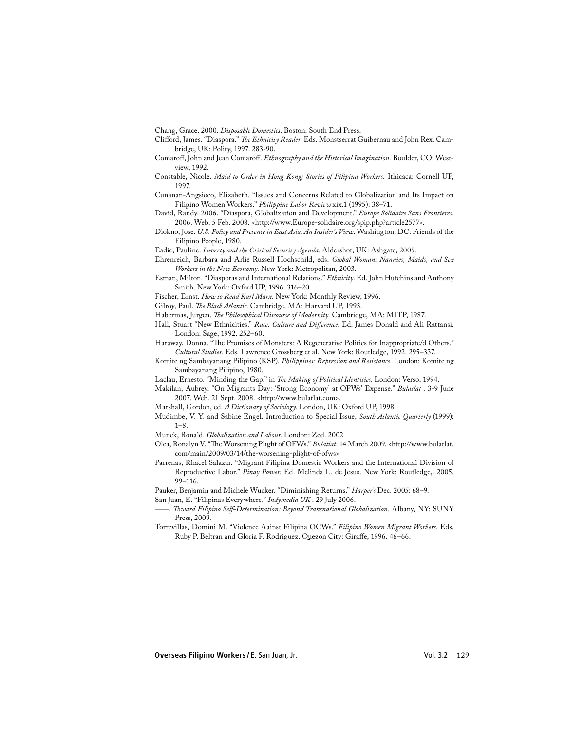Chang, Grace. 2000. *Disposable Domestics*. Boston: South End Press.

Clifford, James. "Diaspora." *The Ethnicity Reader.* Eds. Monstserrat Guibernau and John Rex. Cambridge, UK: Polity, 1997. 283-90.

Comaroff, John and Jean Comaroff. *Ethnography and the Historical Imagination.* Boulder, CO: Westview, 1992.

Constable, Nicole. *Maid to Order in Hong Kong; Stories of Filipina Workers.* Ithicaca: Cornell UP, 1997.

Cunanan-Angsioco, Elizabeth. "Issues and Concerns Related to Globalization and Its Impact on Filipino Women Workers." *Philippine Labor Review* xix.1 (1995): 38–71.

David, Randy. 2006. "Diaspora, Globalization and Development." *Europe Solidaire Sans Frontieres.* 2006. Web. 5 Feb. 2008. <http://www.Europe-solidaire.org/spip.php?article2577>.

Diokno, Jose. *U.S. Policy and Presence in East Asia: An Insider's View*. Washington, DC: Friends of the Filipino People, 1980.

Eadie, Pauline. *Poverty and the Critical Security Agenda.* Aldershot, UK: Ashgate, 2005.

Ehrenreich, Barbara and Arlie Russell Hochschild, eds. *Global Woman: Nannies, Maids, and Sex Workers in the New Economy.* New York: Metropolitan, 2003.

Esman, Milton. "Diasporas and International Relations." *Ethnicity*. Ed. John Hutchins and Anthony Smith. New York: Oxford UP, 1996. 316–20.

Fischer, Ernst. *How to Read Karl Marx.* New York: Monthly Review, 1996.

Gilroy, Paul. *The Black Atlantic.* Cambridge, MA: Harvard UP, 1993.

Habermas, Jurgen. *The Philosophical Discourse of Modernity.* Cambridge, MA: MITP, 1987.

Hall, Stuart "New Ethnicities." *Race, Culture and Difference,* Ed. James Donald and Ali Rattansi. London: Sage, 1992. 252–60.

Haraway, Donna. "The Promises of Monsters: A Regenerative Politics for Inappropriate/d Others." *Cultural Studies.* Eds. Lawrence Grossberg et al. New York: Routledge, 1992. 295–337.

Komite ng Sambayanang Pilipino (KSP). *Philippines: Repression and Resistance.* London: Komite ng Sambayanang Pilipino, 1980.

Laclau, Ernesto. "Minding the Gap." in *The Making of Political Identities.* London: Verso, 1994.

Makilan, Aubrey. "On Migrants Day: 'Strong Economy' at OFWs' Expense." *Bulatlat* . 3-9 June 2007. Web. 21 Sept. 2008. <http://www.bulatlat.com>.

Marshall, Gordon, ed. *A Dictionary of Sociology.* London, UK: Oxford UP, 1998

Mudimbe, V. Y. and Sabine Engel. Introduction to Special Issue, *South Atlantic Quarterly* (1999): 1–8.

Munck, Ronald. *Globalization and Labour.* London: Zed. 2002

Olea, Ronalyn V. "The Worsening Plight of OFWs." *Bulatlat*. 14 March 2009. <http://www.bulatlat.com/main/2009/03/14/the-worsening-plight-of-ofws>

Parrenas, Rhacel Salazar. "Migrant Filipina Domestic Workers and the International Division of Reproductive Labor." *Pinay Power.* Ed. Melinda L. de Jesus. New York: Routledge,. 2005. 99–116.

Pauker, Benjamin and Michele Wucker. "Diminishing Returns." *Harper's* Dec. 2005: 68–9.

San Juan, E. "Filipinas Everywhere." *Indymedia UK* . 29 July 2006.

——. *Toward Filipino Self-Determination: Beyond Transnational Globalization.* Albany, NY: SUNY Press, 2009.

Torrevillas, Domini M. "Violence Aainst Filipina OCWs." *Filipino Women Migrant Workers.* Eds. Ruby P. Beltran and Gloria F. Rodriguez. Quezon City: Giraffe, 1996. 46–66.